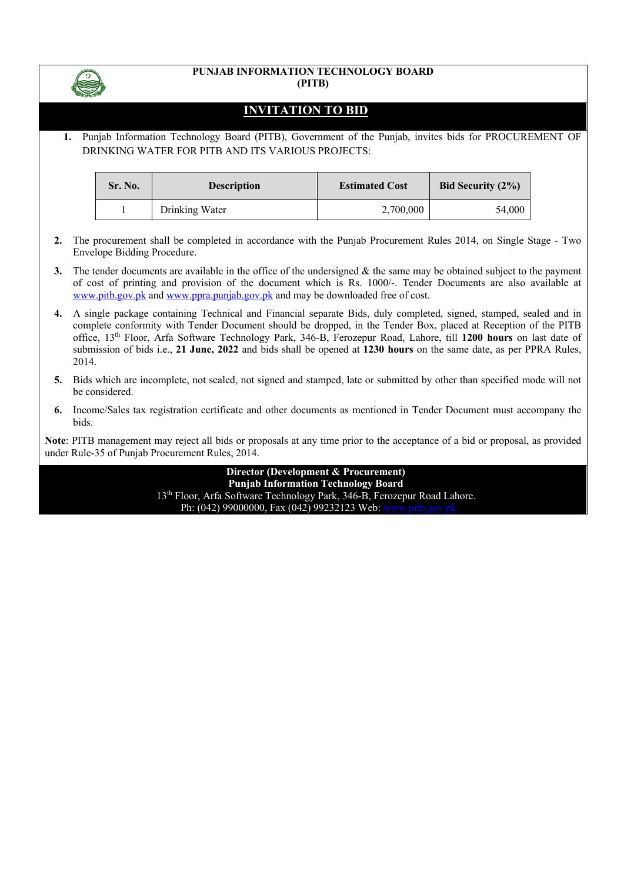**PUNJAB INFORMATION TECHNOLOGY BOARD**
**(PITB)**

# INVITATION TO BID

1. Punjab Information Technology Board (PITB), Government of the Punjab, invites bids for PROCUREMENT OF DRINKING WATER FOR PITB AND ITS VARIOUS PROJECTS:

| Sr. No. | Description | Estimated Cost | Bid Security (2%) |
|---|---|---|---|
| 1 | Drinking Water | 2,700,000 | 54,000 |

2. The procurement shall be completed in accordance with the Punjab Procurement Rules 2014, on Single Stage - Two Envelope Bidding Procedure.
3. The tender documents are available in the office of the undersigned & the same may be obtained subject to the payment of cost of printing and provision of the document which is Rs. 1000/-. Tender Documents are also available at www.pitb.gov.pk and www.ppra.punjab.gov.pk and may be downloaded free of cost.
4. A single package containing Technical and Financial separate Bids, duly completed, signed, stamped, sealed and in complete conformity with Tender Document should be dropped, in the Tender Box, placed at Reception of the PITB office, 13th Floor, Arfa Software Technology Park, 346-B, Ferozepur Road, Lahore, till **1200 hours** on last date of submission of bids i.e., **21 June, 2022** and bids shall be opened at **1230 hours** on the same date, as per PPRA Rules, 2014.
5. Bids which are incomplete, not sealed, not signed and stamped, late or submitted by other than specified mode will not be considered.
6. Income/Sales tax registration certificate and other documents as mentioned in Tender Document must accompany the bids.

**Note**: PITB management may reject all bids or proposals at any time prior to the acceptance of a bid or proposal, as provided under Rule-35 of Punjab Procurement Rules, 2014.

**Director (Development & Procurement)**
**Punjab Information Technology Board**
13th Floor, Arfa Software Technology Park, 346-B, Ferozepur Road Lahore.
Ph: (042) 99000000, Fax (042) 99232123 Web: www.pitb.gov.pk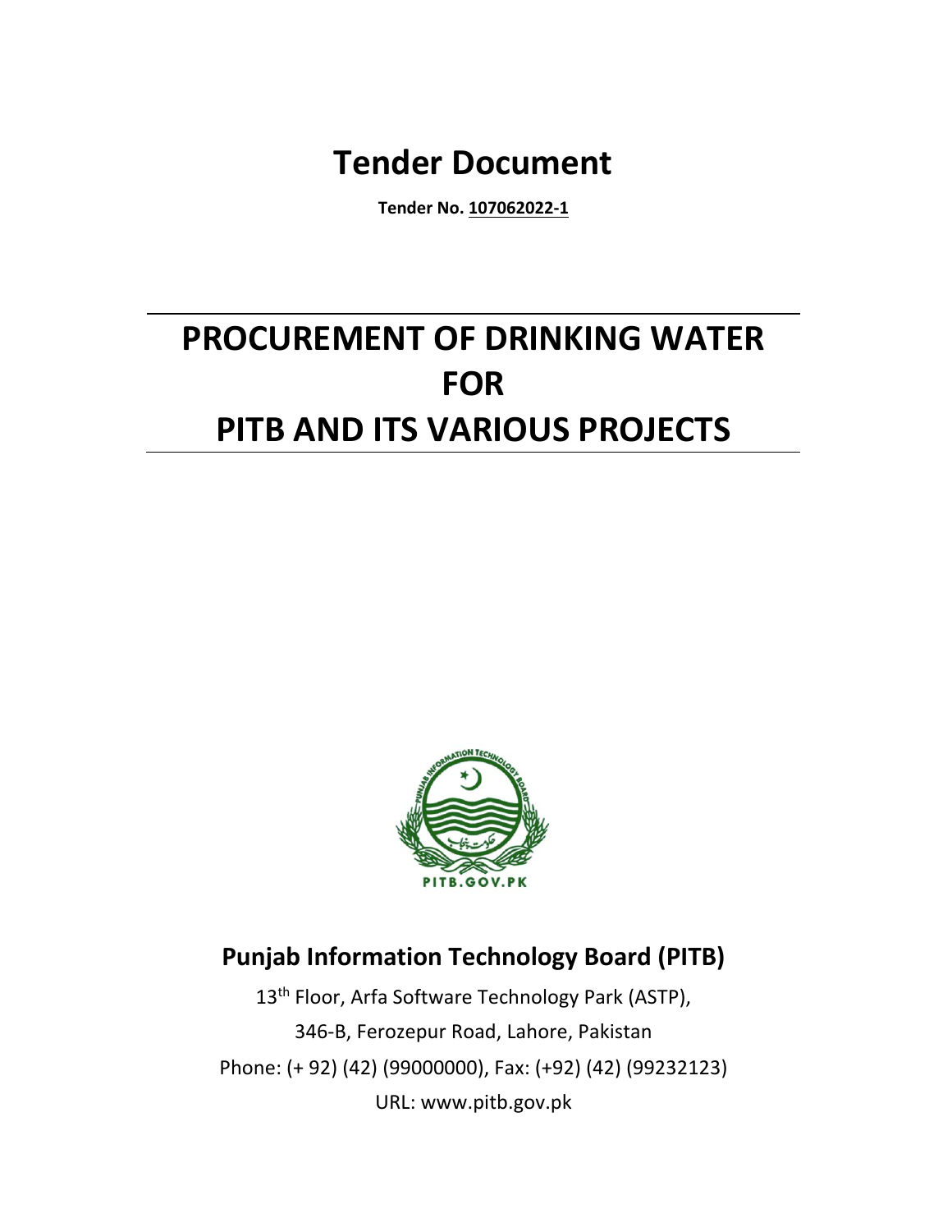# Tender Document

**Tender No. 107062022-1**

# PROCUREMENT OF DRINKING WATER FOR PITB AND ITS VARIOUS PROJECTS

## Punjab Information Technology Board (PITB)

13th Floor, Arfa Software Technology Park (ASTP),

346-B, Ferozepur Road, Lahore, Pakistan

Phone: (+ 92) (42) (99000000), Fax: (+92) (42) (99232123)

URL: www.pitb.gov.pk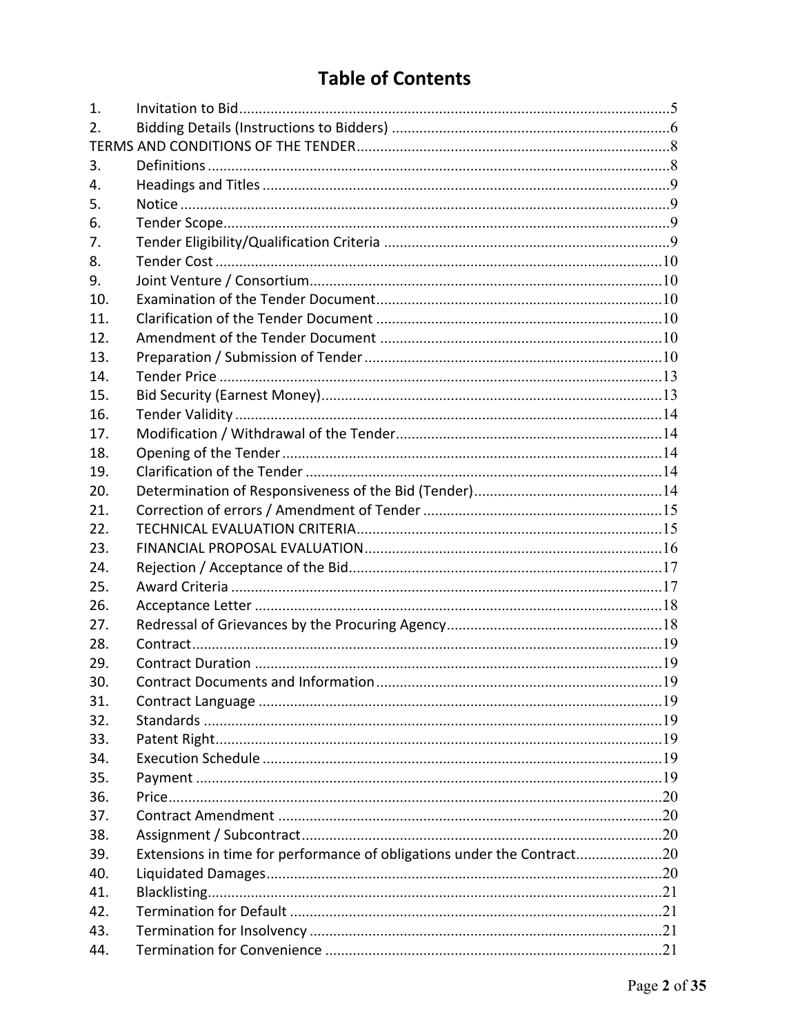# Table of Contents

| | | |
|---|---|---|
| 1. | Invitation to Bid | 5 |
| 2. | Bidding Details (Instructions to Bidders) | 6 |
| TERMS AND CONDITIONS OF THE TENDER | | 8 |
| 3. | Definitions | 8 |
| 4. | Headings and Titles | 9 |
| 5. | Notice | 9 |
| 6. | Tender Scope | 9 |
| 7. | Tender Eligibility/Qualification Criteria | 9 |
| 8. | Tender Cost | 10 |
| 9. | Joint Venture / Consortium | 10 |
| 10. | Examination of the Tender Document | 10 |
| 11. | Clarification of the Tender Document | 10 |
| 12. | Amendment of the Tender Document | 10 |
| 13. | Preparation / Submission of Tender | 10 |
| 14. | Tender Price | 13 |
| 15. | Bid Security (Earnest Money) | 13 |
| 16. | Tender Validity | 14 |
| 17. | Modification / Withdrawal of the Tender | 14 |
| 18. | Opening of the Tender | 14 |
| 19. | Clarification of the Tender | 14 |
| 20. | Determination of Responsiveness of the Bid (Tender) | 14 |
| 21. | Correction of errors / Amendment of Tender | 15 |
| 22. | TECHNICAL EVALUATION CRITERIA | 15 |
| 23. | FINANCIAL PROPOSAL EVALUATION | 16 |
| 24. | Rejection / Acceptance of the Bid | 17 |
| 25. | Award Criteria | 17 |
| 26. | Acceptance Letter | 18 |
| 27. | Redressal of Grievances by the Procuring Agency | 18 |
| 28. | Contract | 19 |
| 29. | Contract Duration | 19 |
| 30. | Contract Documents and Information | 19 |
| 31. | Contract Language | 19 |
| 32. | Standards | 19 |
| 33. | Patent Right | 19 |
| 34. | Execution Schedule | 19 |
| 35. | Payment | 19 |
| 36. | Price | 20 |
| 37. | Contract Amendment | 20 |
| 38. | Assignment / Subcontract | 20 |
| 39. | Extensions in time for performance of obligations under the Contract | 20 |
| 40. | Liquidated Damages | 20 |
| 41. | Blacklisting | 21 |
| 42. | Termination for Default | 21 |
| 43. | Termination for Insolvency | 21 |
| 44. | Termination for Convenience | 21 |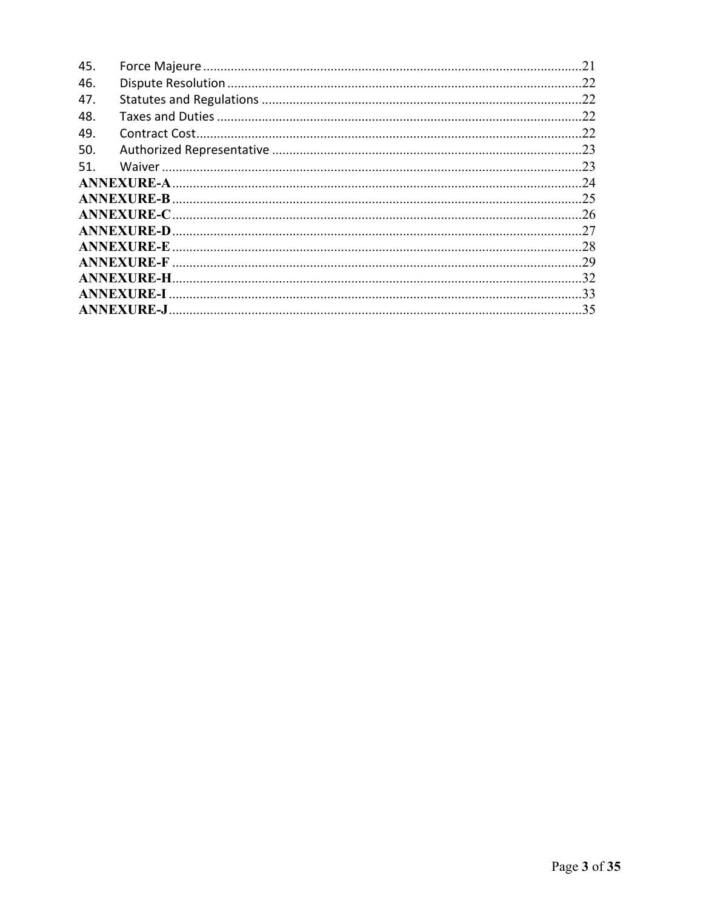45. Force Majeure ....................................................................................................21
46. Dispute Resolution ..............................................................................................22
47. Statutes and Regulations ....................................................................................22
48. Taxes and Duties .................................................................................................22
49. Contract Cost.......................................................................................................22
50. Authorized Representative .................................................................................23
51. Waiver .................................................................................................................23

**ANNEXURE-A**..........................................................................................................24
**ANNEXURE-B**..........................................................................................................25
**ANNEXURE-C**..........................................................................................................26
**ANNEXURE-D**..........................................................................................................27
**ANNEXURE-E**..........................................................................................................28
**ANNEXURE-F**..........................................................................................................29
**ANNEXURE-H**..........................................................................................................32
**ANNEXURE-I**...........................................................................................................33
**ANNEXURE-J**...........................................................................................................35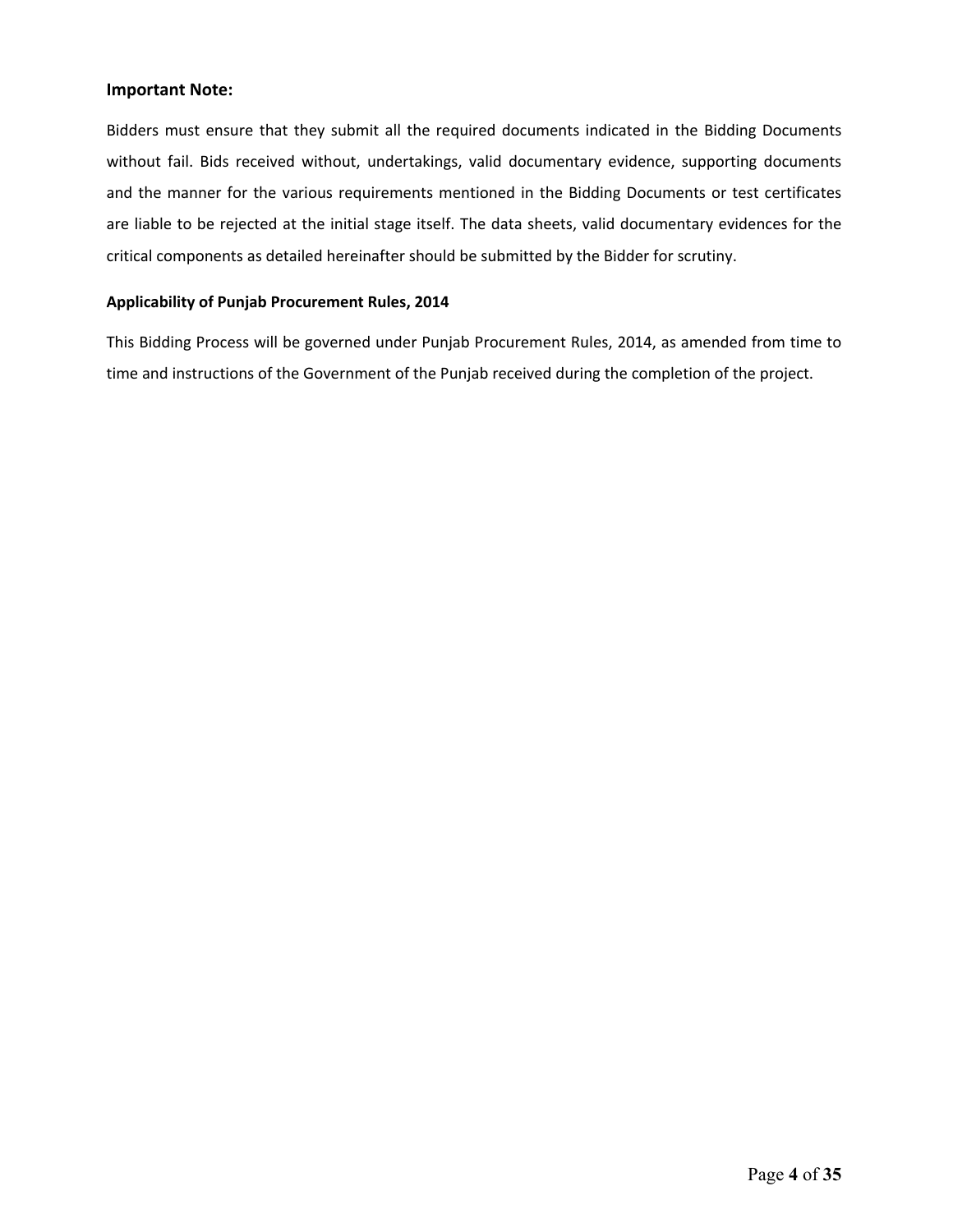### Important Note:

Bidders must ensure that they submit all the required documents indicated in the Bidding Documents without fail. Bids received without, undertakings, valid documentary evidence, supporting documents and the manner for the various requirements mentioned in the Bidding Documents or test certificates are liable to be rejected at the initial stage itself. The data sheets, valid documentary evidences for the critical components as detailed hereinafter should be submitted by the Bidder for scrutiny.

**Applicability of Punjab Procurement Rules, 2014**

This Bidding Process will be governed under Punjab Procurement Rules, 2014, as amended from time to time and instructions of the Government of the Punjab received during the completion of the project.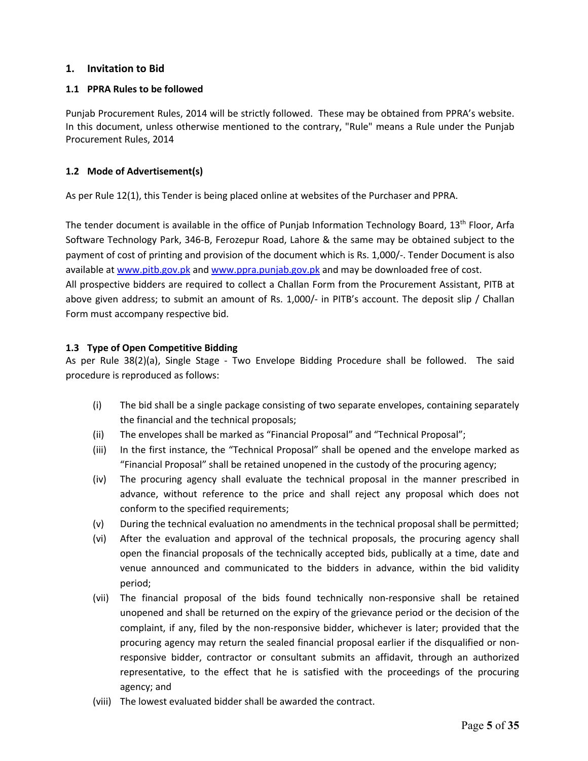## 1. Invitation to Bid

### 1.1 PPRA Rules to be followed

Punjab Procurement Rules, 2014 will be strictly followed. These may be obtained from PPRA's website. In this document, unless otherwise mentioned to the contrary, "Rule" means a Rule under the Punjab Procurement Rules, 2014

### 1.2 Mode of Advertisement(s)

As per Rule 12(1), this Tender is being placed online at websites of the Purchaser and PPRA.

The tender document is available in the office of Punjab Information Technology Board, 13th Floor, Arfa Software Technology Park, 346-B, Ferozepur Road, Lahore & the same may be obtained subject to the payment of cost of printing and provision of the document which is Rs. 1,000/-. Tender Document is also available at www.pitb.gov.pk and www.ppra.punjab.gov.pk and may be downloaded free of cost.
All prospective bidders are required to collect a Challan Form from the Procurement Assistant, PITB at above given address; to submit an amount of Rs. 1,000/- in PITB's account. The deposit slip / Challan Form must accompany respective bid.

### 1.3 Type of Open Competitive Bidding

As per Rule 38(2)(a), Single Stage - Two Envelope Bidding Procedure shall be followed. The said procedure is reproduced as follows:

- (i) The bid shall be a single package consisting of two separate envelopes, containing separately the financial and the technical proposals;
- (ii) The envelopes shall be marked as "Financial Proposal" and "Technical Proposal";
- (iii) In the first instance, the "Technical Proposal" shall be opened and the envelope marked as "Financial Proposal" shall be retained unopened in the custody of the procuring agency;
- (iv) The procuring agency shall evaluate the technical proposal in the manner prescribed in advance, without reference to the price and shall reject any proposal which does not conform to the specified requirements;
- (v) During the technical evaluation no amendments in the technical proposal shall be permitted;
- (vi) After the evaluation and approval of the technical proposals, the procuring agency shall open the financial proposals of the technically accepted bids, publically at a time, date and venue announced and communicated to the bidders in advance, within the bid validity period;
- (vii) The financial proposal of the bids found technically non-responsive shall be retained unopened and shall be returned on the expiry of the grievance period or the decision of the complaint, if any, filed by the non-responsive bidder, whichever is later; provided that the procuring agency may return the sealed financial proposal earlier if the disqualified or non-responsive bidder, contractor or consultant submits an affidavit, through an authorized representative, to the effect that he is satisfied with the proceedings of the procuring agency; and
- (viii) The lowest evaluated bidder shall be awarded the contract.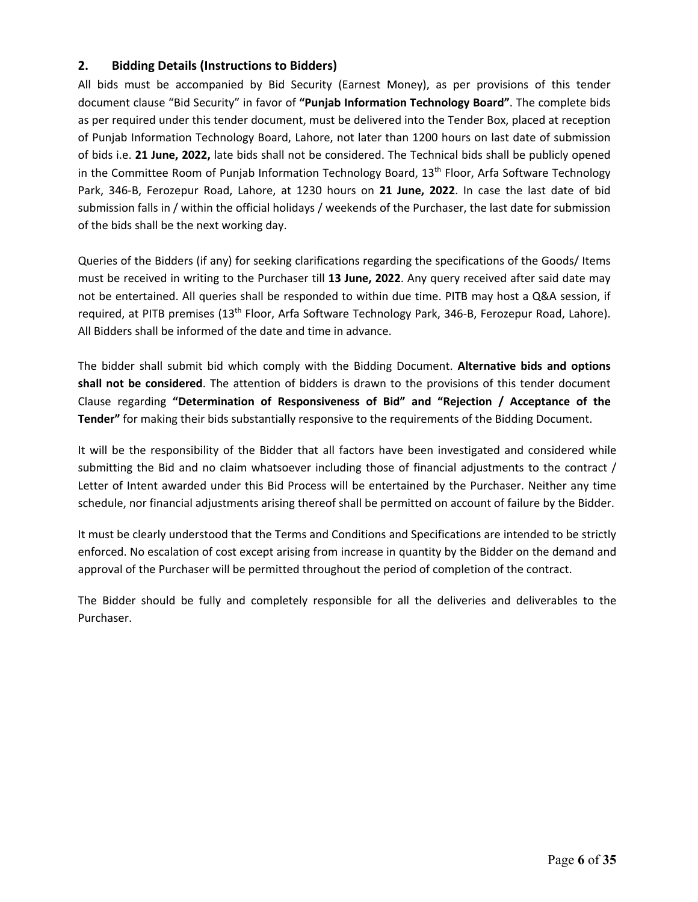## 2. Bidding Details (Instructions to Bidders)

All bids must be accompanied by Bid Security (Earnest Money), as per provisions of this tender document clause "Bid Security" in favor of **"Punjab Information Technology Board"**. The complete bids as per required under this tender document, must be delivered into the Tender Box, placed at reception of Punjab Information Technology Board, Lahore, not later than 1200 hours on last date of submission of bids i.e. **21 June, 2022,** late bids shall not be considered. The Technical bids shall be publicly opened in the Committee Room of Punjab Information Technology Board, 13th Floor, Arfa Software Technology Park, 346-B, Ferozepur Road, Lahore, at 1230 hours on **21 June, 2022**. In case the last date of bid submission falls in / within the official holidays / weekends of the Purchaser, the last date for submission of the bids shall be the next working day.

Queries of the Bidders (if any) for seeking clarifications regarding the specifications of the Goods/ Items must be received in writing to the Purchaser till **13 June, 2022**. Any query received after said date may not be entertained. All queries shall be responded to within due time. PITB may host a Q&A session, if required, at PITB premises (13th Floor, Arfa Software Technology Park, 346-B, Ferozepur Road, Lahore). All Bidders shall be informed of the date and time in advance.

The bidder shall submit bid which comply with the Bidding Document. **Alternative bids and options shall not be considered**. The attention of bidders is drawn to the provisions of this tender document Clause regarding **"Determination of Responsiveness of Bid" and "Rejection / Acceptance of the Tender"** for making their bids substantially responsive to the requirements of the Bidding Document.

It will be the responsibility of the Bidder that all factors have been investigated and considered while submitting the Bid and no claim whatsoever including those of financial adjustments to the contract / Letter of Intent awarded under this Bid Process will be entertained by the Purchaser. Neither any time schedule, nor financial adjustments arising thereof shall be permitted on account of failure by the Bidder.

It must be clearly understood that the Terms and Conditions and Specifications are intended to be strictly enforced. No escalation of cost except arising from increase in quantity by the Bidder on the demand and approval of the Purchaser will be permitted throughout the period of completion of the contract.

The Bidder should be fully and completely responsible for all the deliveries and deliverables to the Purchaser.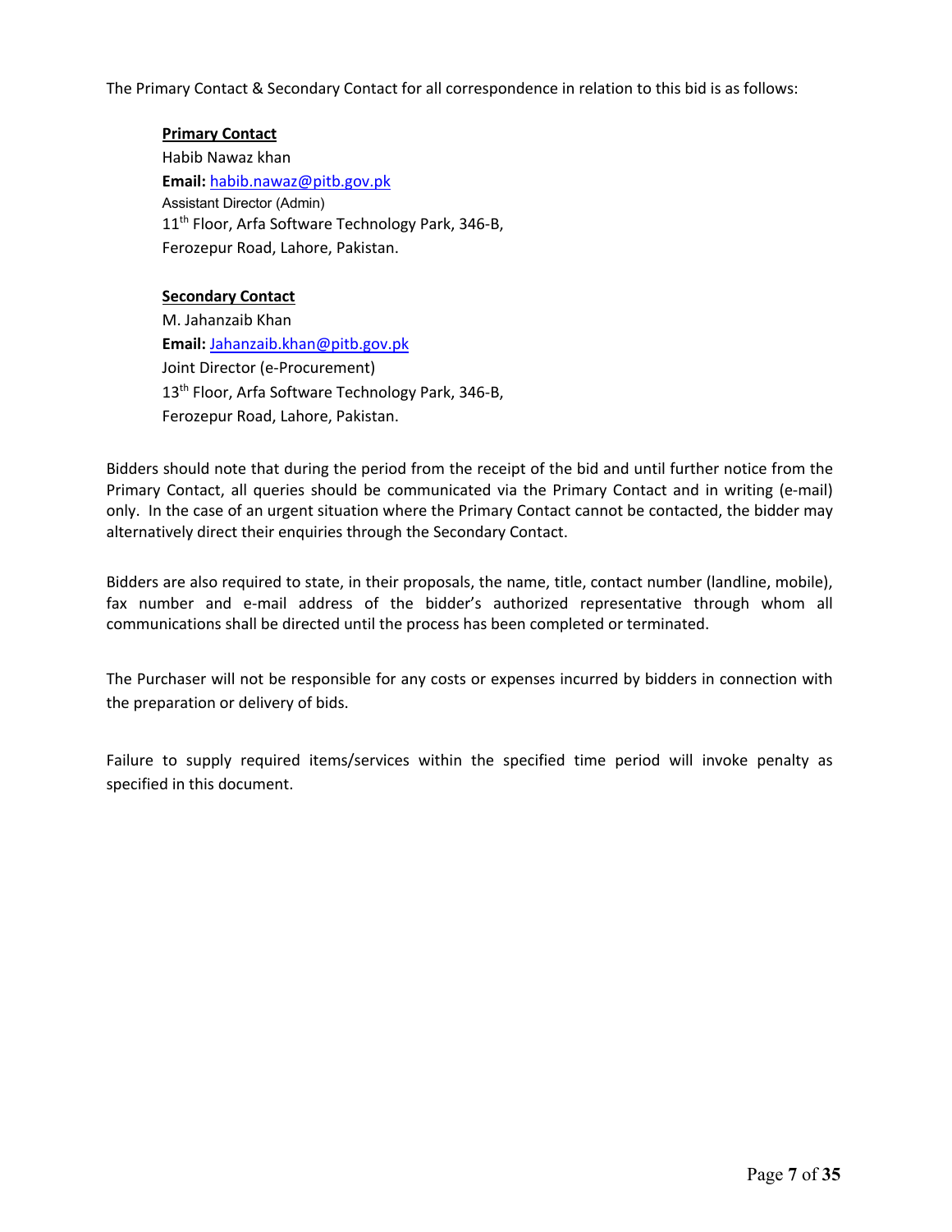The Primary Contact & Secondary Contact for all correspondence in relation to this bid is as follows:

**Primary Contact**

Habib Nawaz khan
**Email:** habib.nawaz@pitb.gov.pk
Assistant Director (Admin)
11th Floor, Arfa Software Technology Park, 346-B,
Ferozepur Road, Lahore, Pakistan.

**Secondary Contact**

M. Jahanzaib Khan
**Email:** Jahanzaib.khan@pitb.gov.pk
Joint Director (e-Procurement)
13th Floor, Arfa Software Technology Park, 346-B,
Ferozepur Road, Lahore, Pakistan.

Bidders should note that during the period from the receipt of the bid and until further notice from the Primary Contact, all queries should be communicated via the Primary Contact and in writing (e-mail) only. In the case of an urgent situation where the Primary Contact cannot be contacted, the bidder may alternatively direct their enquiries through the Secondary Contact.

Bidders are also required to state, in their proposals, the name, title, contact number (landline, mobile), fax number and e-mail address of the bidder's authorized representative through whom all communications shall be directed until the process has been completed or terminated.

The Purchaser will not be responsible for any costs or expenses incurred by bidders in connection with the preparation or delivery of bids.

Failure to supply required items/services within the specified time period will invoke penalty as specified in this document.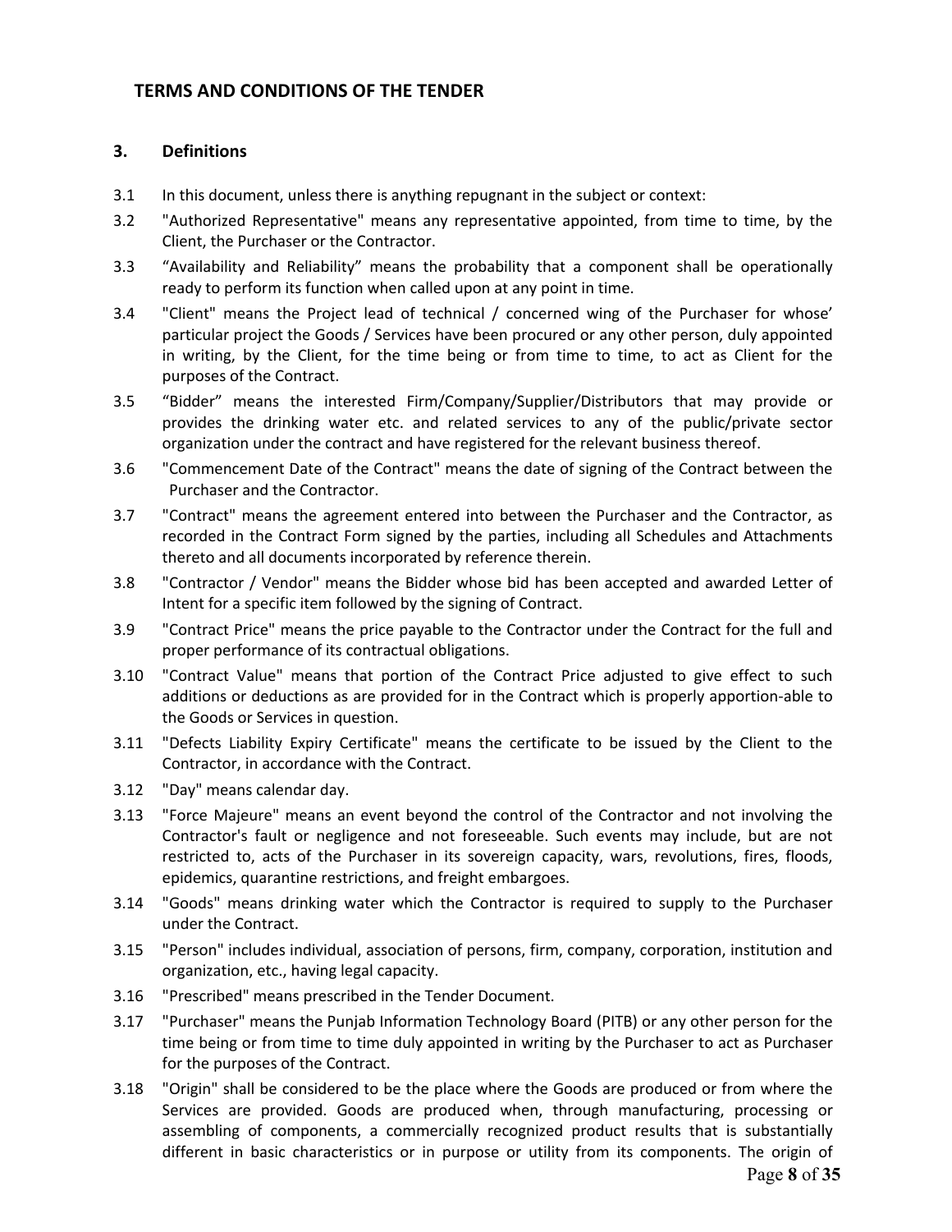## TERMS AND CONDITIONS OF THE TENDER

### 3. Definitions

3.1 In this document, unless there is anything repugnant in the subject or context:

3.2 "Authorized Representative" means any representative appointed, from time to time, by the Client, the Purchaser or the Contractor.

3.3 "Availability and Reliability" means the probability that a component shall be operationally ready to perform its function when called upon at any point in time.

3.4 "Client" means the Project lead of technical / concerned wing of the Purchaser for whose' particular project the Goods / Services have been procured or any other person, duly appointed in writing, by the Client, for the time being or from time to time, to act as Client for the purposes of the Contract.

3.5 "Bidder" means the interested Firm/Company/Supplier/Distributors that may provide or provides the drinking water etc. and related services to any of the public/private sector organization under the contract and have registered for the relevant business thereof.

3.6 "Commencement Date of the Contract" means the date of signing of the Contract between the Purchaser and the Contractor.

3.7 "Contract" means the agreement entered into between the Purchaser and the Contractor, as recorded in the Contract Form signed by the parties, including all Schedules and Attachments thereto and all documents incorporated by reference therein.

3.8 "Contractor / Vendor" means the Bidder whose bid has been accepted and awarded Letter of Intent for a specific item followed by the signing of Contract.

3.9 "Contract Price" means the price payable to the Contractor under the Contract for the full and proper performance of its contractual obligations.

3.10 "Contract Value" means that portion of the Contract Price adjusted to give effect to such additions or deductions as are provided for in the Contract which is properly apportion-able to the Goods or Services in question.

3.11 "Defects Liability Expiry Certificate" means the certificate to be issued by the Client to the Contractor, in accordance with the Contract.

3.12 "Day" means calendar day.

3.13 "Force Majeure" means an event beyond the control of the Contractor and not involving the Contractor's fault or negligence and not foreseeable. Such events may include, but are not restricted to, acts of the Purchaser in its sovereign capacity, wars, revolutions, fires, floods, epidemics, quarantine restrictions, and freight embargoes.

3.14 "Goods" means drinking water which the Contractor is required to supply to the Purchaser under the Contract.

3.15 "Person" includes individual, association of persons, firm, company, corporation, institution and organization, etc., having legal capacity.

3.16 "Prescribed" means prescribed in the Tender Document.

3.17 "Purchaser" means the Punjab Information Technology Board (PITB) or any other person for the time being or from time to time duly appointed in writing by the Purchaser to act as Purchaser for the purposes of the Contract.

3.18 "Origin" shall be considered to be the place where the Goods are produced or from where the Services are provided. Goods are produced when, through manufacturing, processing or assembling of components, a commercially recognized product results that is substantially different in basic characteristics or in purpose or utility from its components. The origin of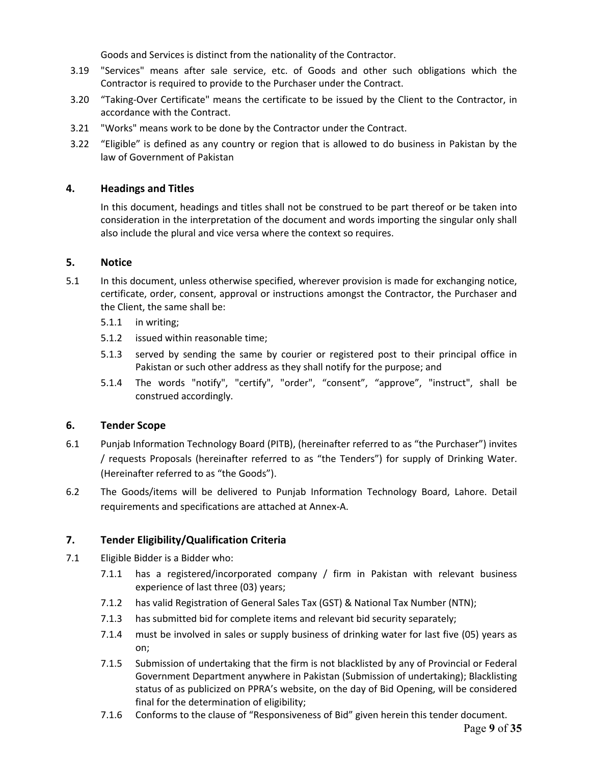Goods and Services is distinct from the nationality of the Contractor.

3.19 "Services" means after sale service, etc. of Goods and other such obligations which the Contractor is required to provide to the Purchaser under the Contract.

3.20 "Taking-Over Certificate" means the certificate to be issued by the Client to the Contractor, in accordance with the Contract.

3.21 "Works" means work to be done by the Contractor under the Contract.

3.22 "Eligible" is defined as any country or region that is allowed to do business in Pakistan by the law of Government of Pakistan

## 4. Headings and Titles

In this document, headings and titles shall not be construed to be part thereof or be taken into consideration in the interpretation of the document and words importing the singular only shall also include the plural and vice versa where the context so requires.

## 5. Notice

5.1 In this document, unless otherwise specified, wherever provision is made for exchanging notice, certificate, order, consent, approval or instructions amongst the Contractor, the Purchaser and the Client, the same shall be:

- 5.1.1 in writing;
- 5.1.2 issued within reasonable time;
- 5.1.3 served by sending the same by courier or registered post to their principal office in Pakistan or such other address as they shall notify for the purpose; and
- 5.1.4 The words "notify", "certify", "order", "consent", "approve", "instruct", shall be construed accordingly.

## 6. Tender Scope

6.1 Punjab Information Technology Board (PITB), (hereinafter referred to as "the Purchaser") invites / requests Proposals (hereinafter referred to as "the Tenders") for supply of Drinking Water. (Hereinafter referred to as "the Goods").

6.2 The Goods/items will be delivered to Punjab Information Technology Board, Lahore. Detail requirements and specifications are attached at Annex-A.

## 7. Tender Eligibility/Qualification Criteria

7.1 Eligible Bidder is a Bidder who:

- 7.1.1 has a registered/incorporated company / firm in Pakistan with relevant business experience of last three (03) years;
- 7.1.2 has valid Registration of General Sales Tax (GST) & National Tax Number (NTN);
- 7.1.3 has submitted bid for complete items and relevant bid security separately;
- 7.1.4 must be involved in sales or supply business of drinking water for last five (05) years as on;
- 7.1.5 Submission of undertaking that the firm is not blacklisted by any of Provincial or Federal Government Department anywhere in Pakistan (Submission of undertaking); Blacklisting status of as publicized on PPRA's website, on the day of Bid Opening, will be considered final for the determination of eligibility;
- 7.1.6 Conforms to the clause of "Responsiveness of Bid" given herein this tender document.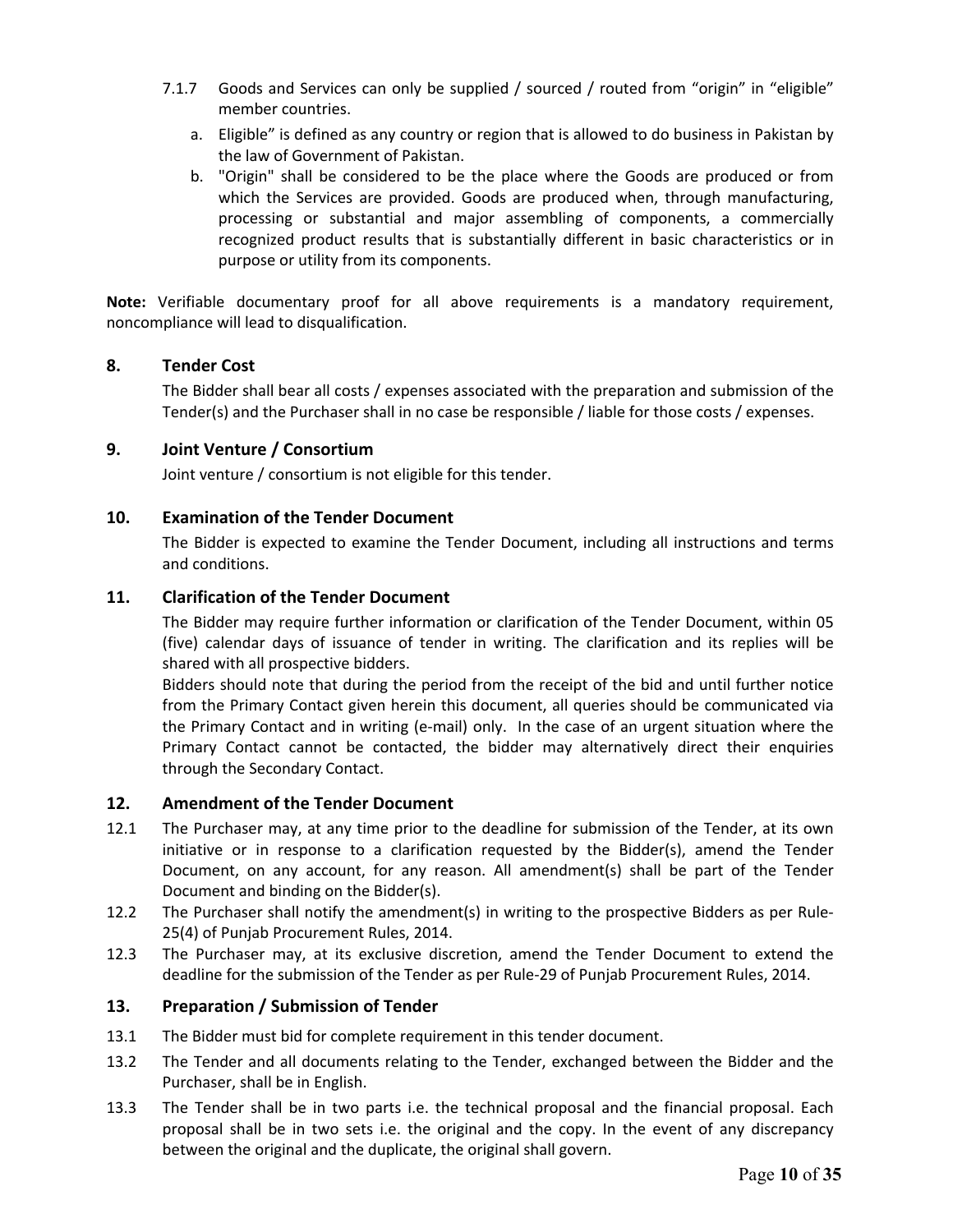7.1.7 Goods and Services can only be supplied / sourced / routed from "origin" in "eligible" member countries.

a. Eligible" is defined as any country or region that is allowed to do business in Pakistan by the law of Government of Pakistan.

b. "Origin" shall be considered to be the place where the Goods are produced or from which the Services are provided. Goods are produced when, through manufacturing, processing or substantial and major assembling of components, a commercially recognized product results that is substantially different in basic characteristics or in purpose or utility from its components.

**Note:** Verifiable documentary proof for all above requirements is a mandatory requirement, noncompliance will lead to disqualification.

## 8. Tender Cost

The Bidder shall bear all costs / expenses associated with the preparation and submission of the Tender(s) and the Purchaser shall in no case be responsible / liable for those costs / expenses.

## 9. Joint Venture / Consortium

Joint venture / consortium is not eligible for this tender.

## 10. Examination of the Tender Document

The Bidder is expected to examine the Tender Document, including all instructions and terms and conditions.

## 11. Clarification of the Tender Document

The Bidder may require further information or clarification of the Tender Document, within 05 (five) calendar days of issuance of tender in writing. The clarification and its replies will be shared with all prospective bidders.

Bidders should note that during the period from the receipt of the bid and until further notice from the Primary Contact given herein this document, all queries should be communicated via the Primary Contact and in writing (e-mail) only. In the case of an urgent situation where the Primary Contact cannot be contacted, the bidder may alternatively direct their enquiries through the Secondary Contact.

## 12. Amendment of the Tender Document

12.1 The Purchaser may, at any time prior to the deadline for submission of the Tender, at its own initiative or in response to a clarification requested by the Bidder(s), amend the Tender Document, on any account, for any reason. All amendment(s) shall be part of the Tender Document and binding on the Bidder(s).

12.2 The Purchaser shall notify the amendment(s) in writing to the prospective Bidders as per Rule-25(4) of Punjab Procurement Rules, 2014.

12.3 The Purchaser may, at its exclusive discretion, amend the Tender Document to extend the deadline for the submission of the Tender as per Rule-29 of Punjab Procurement Rules, 2014.

## 13. Preparation / Submission of Tender

13.1 The Bidder must bid for complete requirement in this tender document.

13.2 The Tender and all documents relating to the Tender, exchanged between the Bidder and the Purchaser, shall be in English.

13.3 The Tender shall be in two parts i.e. the technical proposal and the financial proposal. Each proposal shall be in two sets i.e. the original and the copy. In the event of any discrepancy between the original and the duplicate, the original shall govern.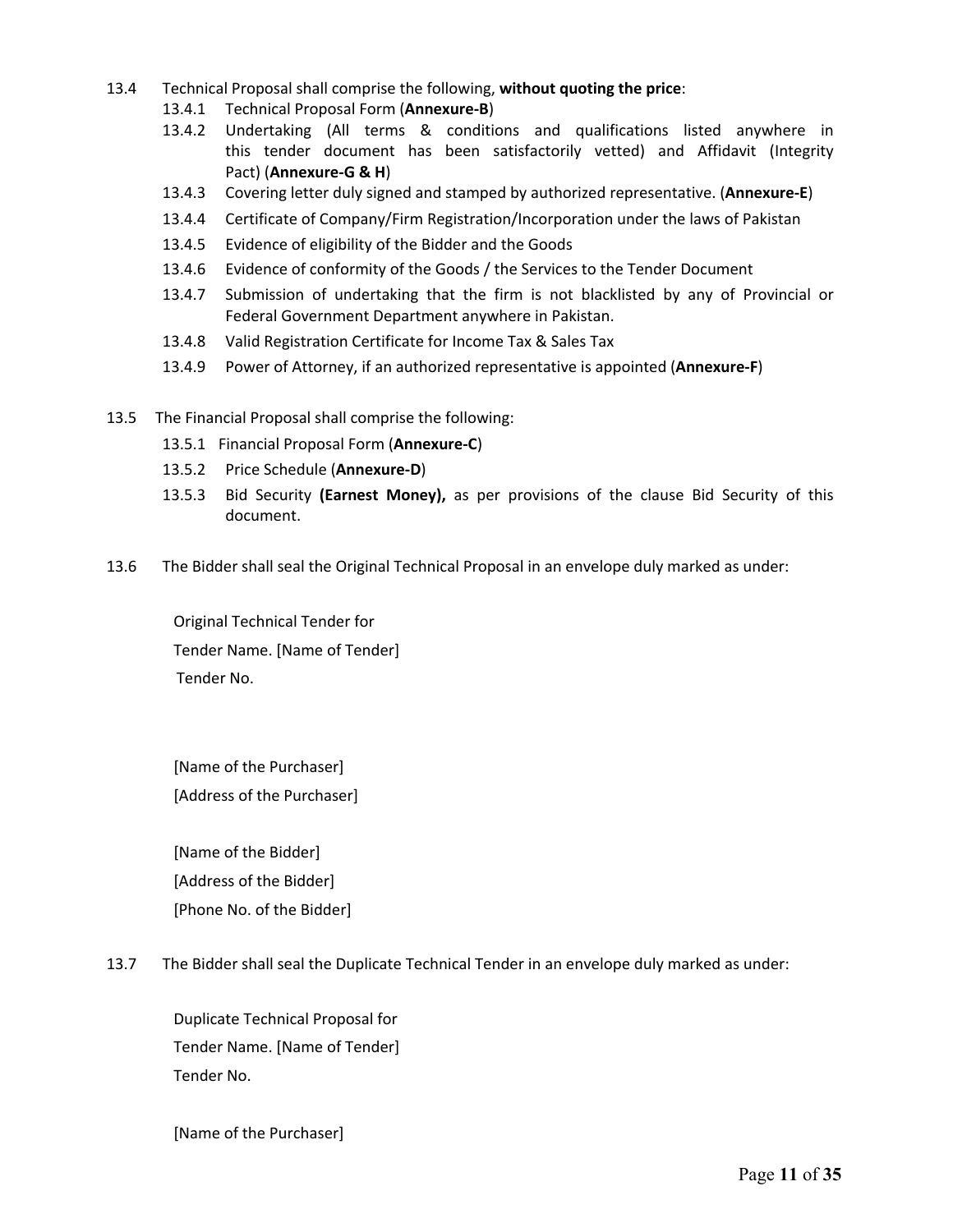13.4 Technical Proposal shall comprise the following, **without quoting the price**:

- 13.4.1 Technical Proposal Form (**Annexure-B**)
- 13.4.2 Undertaking (All terms & conditions and qualifications listed anywhere in this tender document has been satisfactorily vetted) and Affidavit (Integrity Pact) (**Annexure-G & H**)
- 13.4.3 Covering letter duly signed and stamped by authorized representative. (**Annexure-E**)
- 13.4.4 Certificate of Company/Firm Registration/Incorporation under the laws of Pakistan
- 13.4.5 Evidence of eligibility of the Bidder and the Goods
- 13.4.6 Evidence of conformity of the Goods / the Services to the Tender Document
- 13.4.7 Submission of undertaking that the firm is not blacklisted by any of Provincial or Federal Government Department anywhere in Pakistan.
- 13.4.8 Valid Registration Certificate for Income Tax & Sales Tax
- 13.4.9 Power of Attorney, if an authorized representative is appointed (**Annexure-F**)

13.5 The Financial Proposal shall comprise the following:

- 13.5.1 Financial Proposal Form (**Annexure-C**)
- 13.5.2 Price Schedule (**Annexure-D**)
- 13.5.3 Bid Security **(Earnest Money),** as per provisions of the clause Bid Security of this document.

13.6 The Bidder shall seal the Original Technical Proposal in an envelope duly marked as under:

Original Technical Tender for
Tender Name. [Name of Tender]
Tender No.

[Name of the Purchaser]
[Address of the Purchaser]

[Name of the Bidder]
[Address of the Bidder]
[Phone No. of the Bidder]

13.7 The Bidder shall seal the Duplicate Technical Tender in an envelope duly marked as under:

Duplicate Technical Proposal for
Tender Name. [Name of Tender]
Tender No.

[Name of the Purchaser]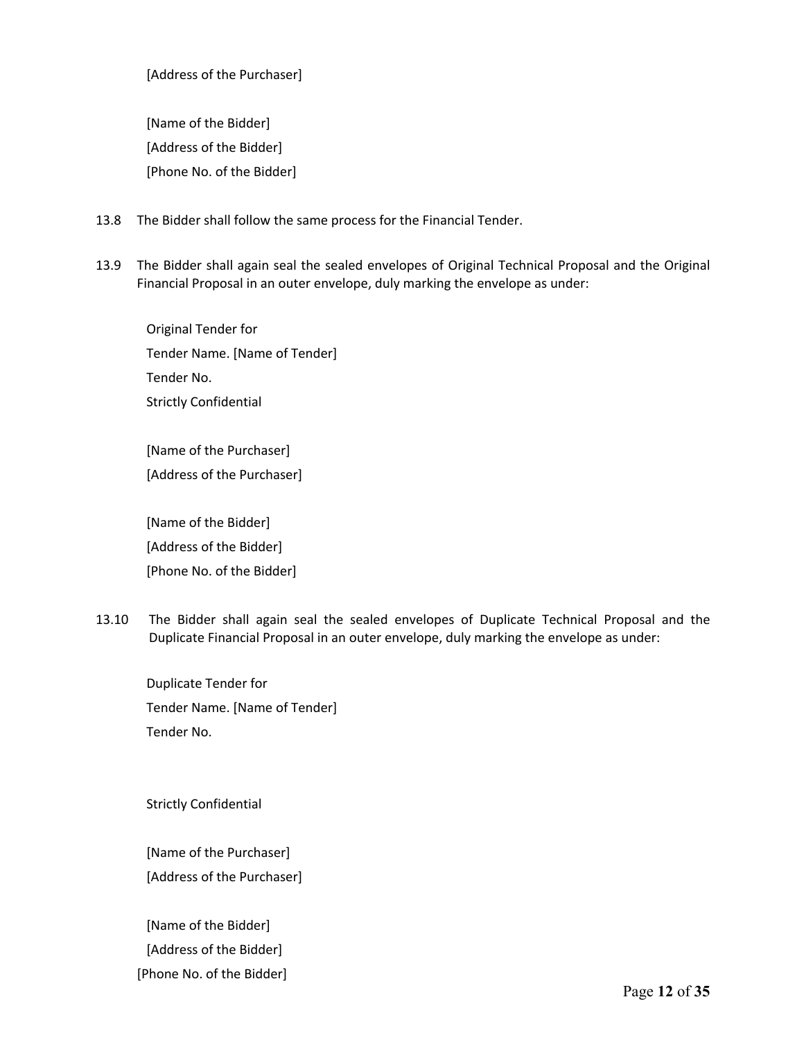[Address of the Purchaser]

[Name of the Bidder]
[Address of the Bidder]
[Phone No. of the Bidder]

13.8 The Bidder shall follow the same process for the Financial Tender.

13.9 The Bidder shall again seal the sealed envelopes of Original Technical Proposal and the Original Financial Proposal in an outer envelope, duly marking the envelope as under:

Original Tender for
Tender Name. [Name of Tender]
Tender No.
Strictly Confidential

[Name of the Purchaser]
[Address of the Purchaser]

[Name of the Bidder]
[Address of the Bidder]
[Phone No. of the Bidder]

13.10 The Bidder shall again seal the sealed envelopes of Duplicate Technical Proposal and the Duplicate Financial Proposal in an outer envelope, duly marking the envelope as under:

Duplicate Tender for
Tender Name. [Name of Tender]
Tender No.

Strictly Confidential

[Name of the Purchaser]
[Address of the Purchaser]

[Name of the Bidder]
[Address of the Bidder]
[Phone No. of the Bidder]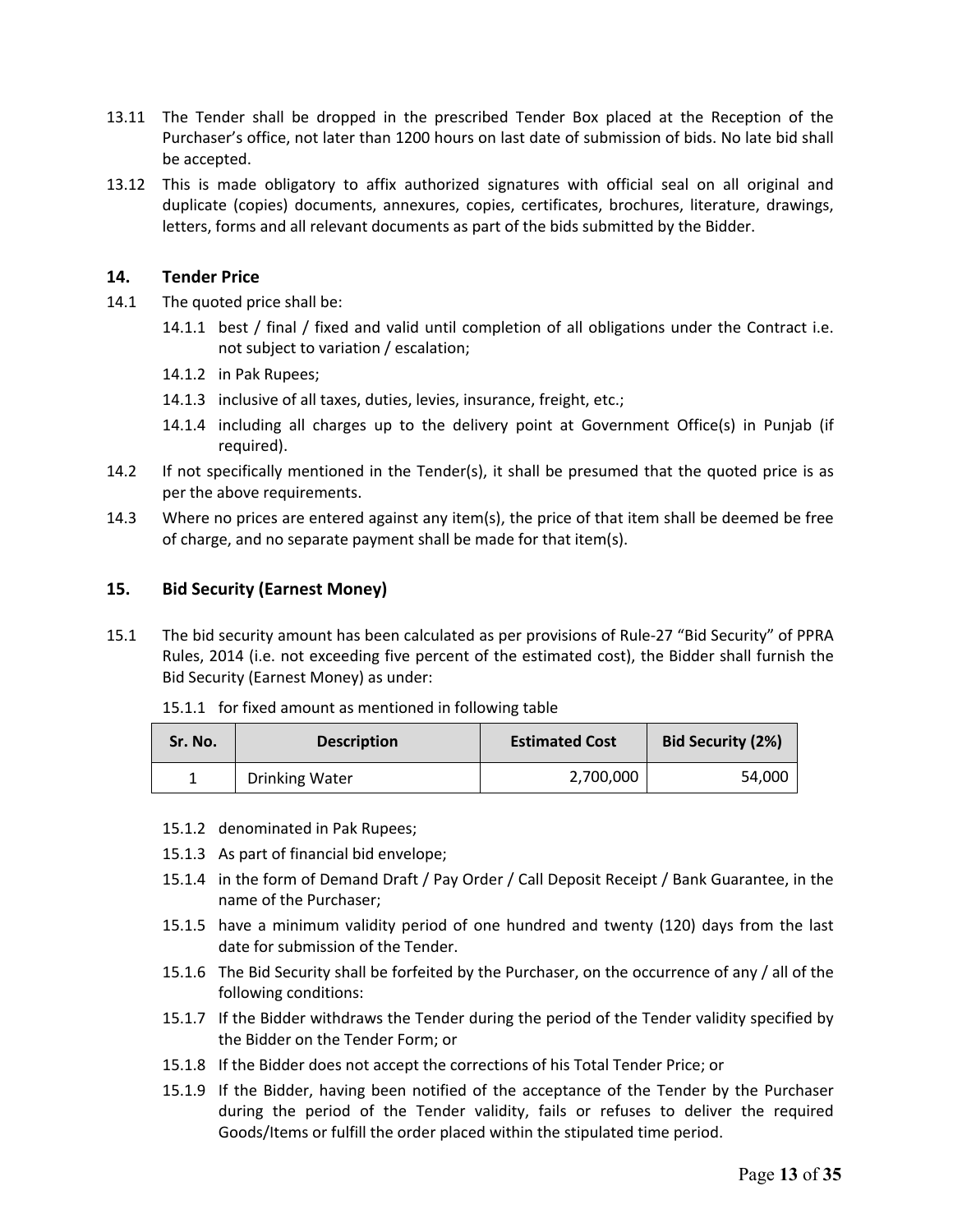13.11 The Tender shall be dropped in the prescribed Tender Box placed at the Reception of the Purchaser's office, not later than 1200 hours on last date of submission of bids. No late bid shall be accepted.

13.12 This is made obligatory to affix authorized signatures with official seal on all original and duplicate (copies) documents, annexures, copies, certificates, brochures, literature, drawings, letters, forms and all relevant documents as part of the bids submitted by the Bidder.

## 14. Tender Price

14.1 The quoted price shall be:

- 14.1.1 best / final / fixed and valid until completion of all obligations under the Contract i.e. not subject to variation / escalation;
- 14.1.2 in Pak Rupees;
- 14.1.3 inclusive of all taxes, duties, levies, insurance, freight, etc.;
- 14.1.4 including all charges up to the delivery point at Government Office(s) in Punjab (if required).

14.2 If not specifically mentioned in the Tender(s), it shall be presumed that the quoted price is as per the above requirements.

14.3 Where no prices are entered against any item(s), the price of that item shall be deemed be free of charge, and no separate payment shall be made for that item(s).

## 15. Bid Security (Earnest Money)

15.1 The bid security amount has been calculated as per provisions of Rule-27 "Bid Security" of PPRA Rules, 2014 (i.e. not exceeding five percent of the estimated cost), the Bidder shall furnish the Bid Security (Earnest Money) as under:

- 15.1.1 for fixed amount as mentioned in following table

| Sr. No. | Description | Estimated Cost | Bid Security (2%) |
|---|---|---|---|
| 1 | Drinking Water | 2,700,000 | 54,000 |

- 15.1.2 denominated in Pak Rupees;
- 15.1.3 As part of financial bid envelope;
- 15.1.4 in the form of Demand Draft / Pay Order / Call Deposit Receipt / Bank Guarantee, in the name of the Purchaser;
- 15.1.5 have a minimum validity period of one hundred and twenty (120) days from the last date for submission of the Tender.
- 15.1.6 The Bid Security shall be forfeited by the Purchaser, on the occurrence of any / all of the following conditions:
- 15.1.7 If the Bidder withdraws the Tender during the period of the Tender validity specified by the Bidder on the Tender Form; or
- 15.1.8 If the Bidder does not accept the corrections of his Total Tender Price; or
- 15.1.9 If the Bidder, having been notified of the acceptance of the Tender by the Purchaser during the period of the Tender validity, fails or refuses to deliver the required Goods/Items or fulfill the order placed within the stipulated time period.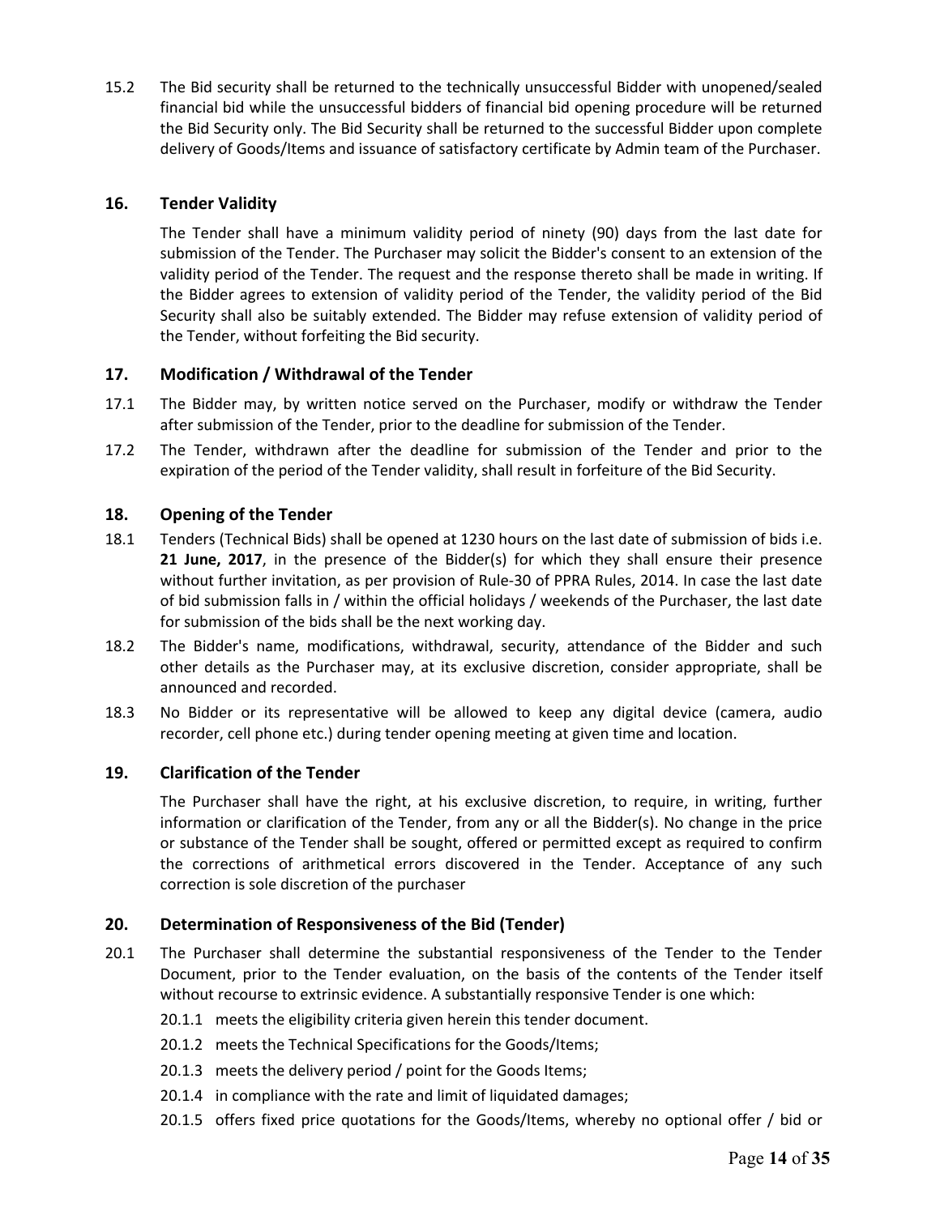15.2 The Bid security shall be returned to the technically unsuccessful Bidder with unopened/sealed financial bid while the unsuccessful bidders of financial bid opening procedure will be returned the Bid Security only. The Bid Security shall be returned to the successful Bidder upon complete delivery of Goods/Items and issuance of satisfactory certificate by Admin team of the Purchaser.

## 16. Tender Validity

The Tender shall have a minimum validity period of ninety (90) days from the last date for submission of the Tender. The Purchaser may solicit the Bidder's consent to an extension of the validity period of the Tender. The request and the response thereto shall be made in writing. If the Bidder agrees to extension of validity period of the Tender, the validity period of the Bid Security shall also be suitably extended. The Bidder may refuse extension of validity period of the Tender, without forfeiting the Bid security.

## 17. Modification / Withdrawal of the Tender

17.1 The Bidder may, by written notice served on the Purchaser, modify or withdraw the Tender after submission of the Tender, prior to the deadline for submission of the Tender.

17.2 The Tender, withdrawn after the deadline for submission of the Tender and prior to the expiration of the period of the Tender validity, shall result in forfeiture of the Bid Security.

## 18. Opening of the Tender

18.1 Tenders (Technical Bids) shall be opened at 1230 hours on the last date of submission of bids i.e. **21 June, 2017**, in the presence of the Bidder(s) for which they shall ensure their presence without further invitation, as per provision of Rule-30 of PPRA Rules, 2014. In case the last date of bid submission falls in / within the official holidays / weekends of the Purchaser, the last date for submission of the bids shall be the next working day.

18.2 The Bidder's name, modifications, withdrawal, security, attendance of the Bidder and such other details as the Purchaser may, at its exclusive discretion, consider appropriate, shall be announced and recorded.

18.3 No Bidder or its representative will be allowed to keep any digital device (camera, audio recorder, cell phone etc.) during tender opening meeting at given time and location.

## 19. Clarification of the Tender

The Purchaser shall have the right, at his exclusive discretion, to require, in writing, further information or clarification of the Tender, from any or all the Bidder(s). No change in the price or substance of the Tender shall be sought, offered or permitted except as required to confirm the corrections of arithmetical errors discovered in the Tender. Acceptance of any such correction is sole discretion of the purchaser

## 20. Determination of Responsiveness of the Bid (Tender)

20.1 The Purchaser shall determine the substantial responsiveness of the Tender to the Tender Document, prior to the Tender evaluation, on the basis of the contents of the Tender itself without recourse to extrinsic evidence. A substantially responsive Tender is one which:

20.1.1 meets the eligibility criteria given herein this tender document.

20.1.2 meets the Technical Specifications for the Goods/Items;

20.1.3 meets the delivery period / point for the Goods Items;

20.1.4 in compliance with the rate and limit of liquidated damages;

20.1.5 offers fixed price quotations for the Goods/Items, whereby no optional offer / bid or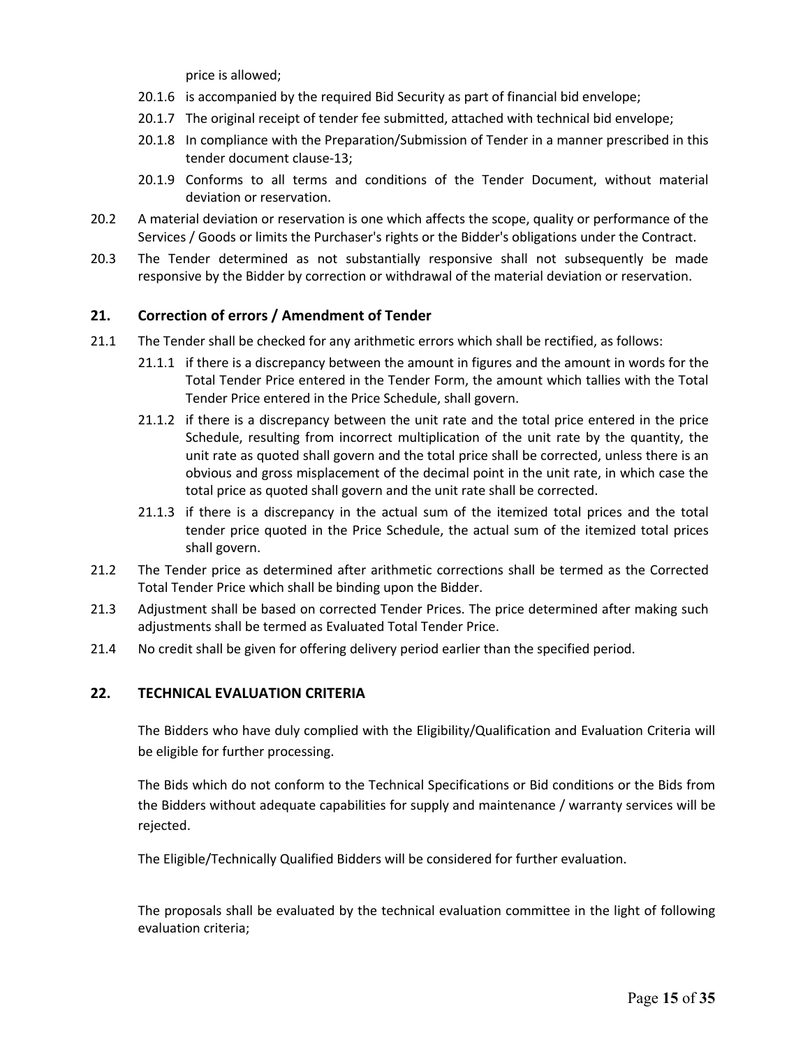price is allowed;

20.1.6 is accompanied by the required Bid Security as part of financial bid envelope;

20.1.7 The original receipt of tender fee submitted, attached with technical bid envelope;

20.1.8 In compliance with the Preparation/Submission of Tender in a manner prescribed in this tender document clause-13;

20.1.9 Conforms to all terms and conditions of the Tender Document, without material deviation or reservation.

20.2 A material deviation or reservation is one which affects the scope, quality or performance of the Services / Goods or limits the Purchaser's rights or the Bidder's obligations under the Contract.

20.3 The Tender determined as not substantially responsive shall not subsequently be made responsive by the Bidder by correction or withdrawal of the material deviation or reservation.

## 21. Correction of errors / Amendment of Tender

21.1 The Tender shall be checked for any arithmetic errors which shall be rectified, as follows:

21.1.1 if there is a discrepancy between the amount in figures and the amount in words for the Total Tender Price entered in the Tender Form, the amount which tallies with the Total Tender Price entered in the Price Schedule, shall govern.

21.1.2 if there is a discrepancy between the unit rate and the total price entered in the price Schedule, resulting from incorrect multiplication of the unit rate by the quantity, the unit rate as quoted shall govern and the total price shall be corrected, unless there is an obvious and gross misplacement of the decimal point in the unit rate, in which case the total price as quoted shall govern and the unit rate shall be corrected.

21.1.3 if there is a discrepancy in the actual sum of the itemized total prices and the total tender price quoted in the Price Schedule, the actual sum of the itemized total prices shall govern.

21.2 The Tender price as determined after arithmetic corrections shall be termed as the Corrected Total Tender Price which shall be binding upon the Bidder.

21.3 Adjustment shall be based on corrected Tender Prices. The price determined after making such adjustments shall be termed as Evaluated Total Tender Price.

21.4 No credit shall be given for offering delivery period earlier than the specified period.

## 22. TECHNICAL EVALUATION CRITERIA

The Bidders who have duly complied with the Eligibility/Qualification and Evaluation Criteria will be eligible for further processing.

The Bids which do not conform to the Technical Specifications or Bid conditions or the Bids from the Bidders without adequate capabilities for supply and maintenance / warranty services will be rejected.

The Eligible/Technically Qualified Bidders will be considered for further evaluation.

The proposals shall be evaluated by the technical evaluation committee in the light of following evaluation criteria;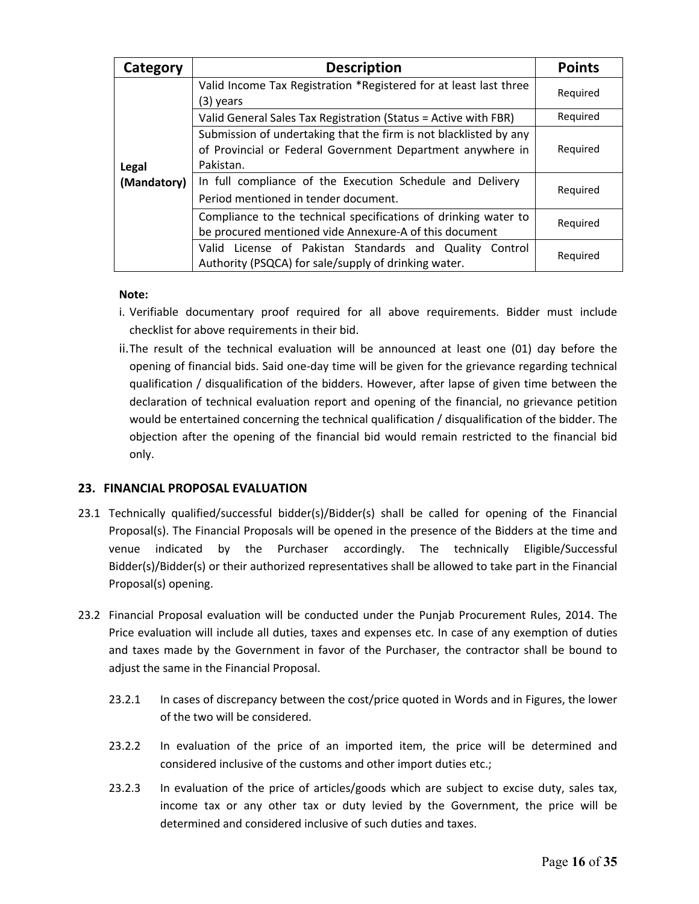| Category | Description | Points |
|---|---|---|
| Legal (Mandatory) | Valid Income Tax Registration *Registered for at least last three (3) years | Required |
| | Valid General Sales Tax Registration (Status = Active with FBR) | Required |
| | Submission of undertaking that the firm is not blacklisted by any of Provincial or Federal Government Department anywhere in Pakistan. | Required |
| | In full compliance of the Execution Schedule and Delivery Period mentioned in tender document. | Required |
| | Compliance to the technical specifications of drinking water to be procured mentioned vide Annexure-A of this document | Required |
| | Valid License of Pakistan Standards and Quality Control Authority (PSQCA) for sale/supply of drinking water. | Required |

**Note:**

i. Verifiable documentary proof required for all above requirements. Bidder must include checklist for above requirements in their bid.

ii. The result of the technical evaluation will be announced at least one (01) day before the opening of financial bids. Said one-day time will be given for the grievance regarding technical qualification / disqualification of the bidders. However, after lapse of given time between the declaration of technical evaluation report and opening of the financial, no grievance petition would be entertained concerning the technical qualification / disqualification of the bidder. The objection after the opening of the financial bid would remain restricted to the financial bid only.

## 23. FINANCIAL PROPOSAL EVALUATION

23.1 Technically qualified/successful bidder(s)/Bidder(s) shall be called for opening of the Financial Proposal(s). The Financial Proposals will be opened in the presence of the Bidders at the time and venue indicated by the Purchaser accordingly. The technically Eligible/Successful Bidder(s)/Bidder(s) or their authorized representatives shall be allowed to take part in the Financial Proposal(s) opening.

23.2 Financial Proposal evaluation will be conducted under the Punjab Procurement Rules, 2014. The Price evaluation will include all duties, taxes and expenses etc. In case of any exemption of duties and taxes made by the Government in favor of the Purchaser, the contractor shall be bound to adjust the same in the Financial Proposal.

23.2.1 In cases of discrepancy between the cost/price quoted in Words and in Figures, the lower of the two will be considered.

23.2.2 In evaluation of the price of an imported item, the price will be determined and considered inclusive of the customs and other import duties etc.;

23.2.3 In evaluation of the price of articles/goods which are subject to excise duty, sales tax, income tax or any other tax or duty levied by the Government, the price will be determined and considered inclusive of such duties and taxes.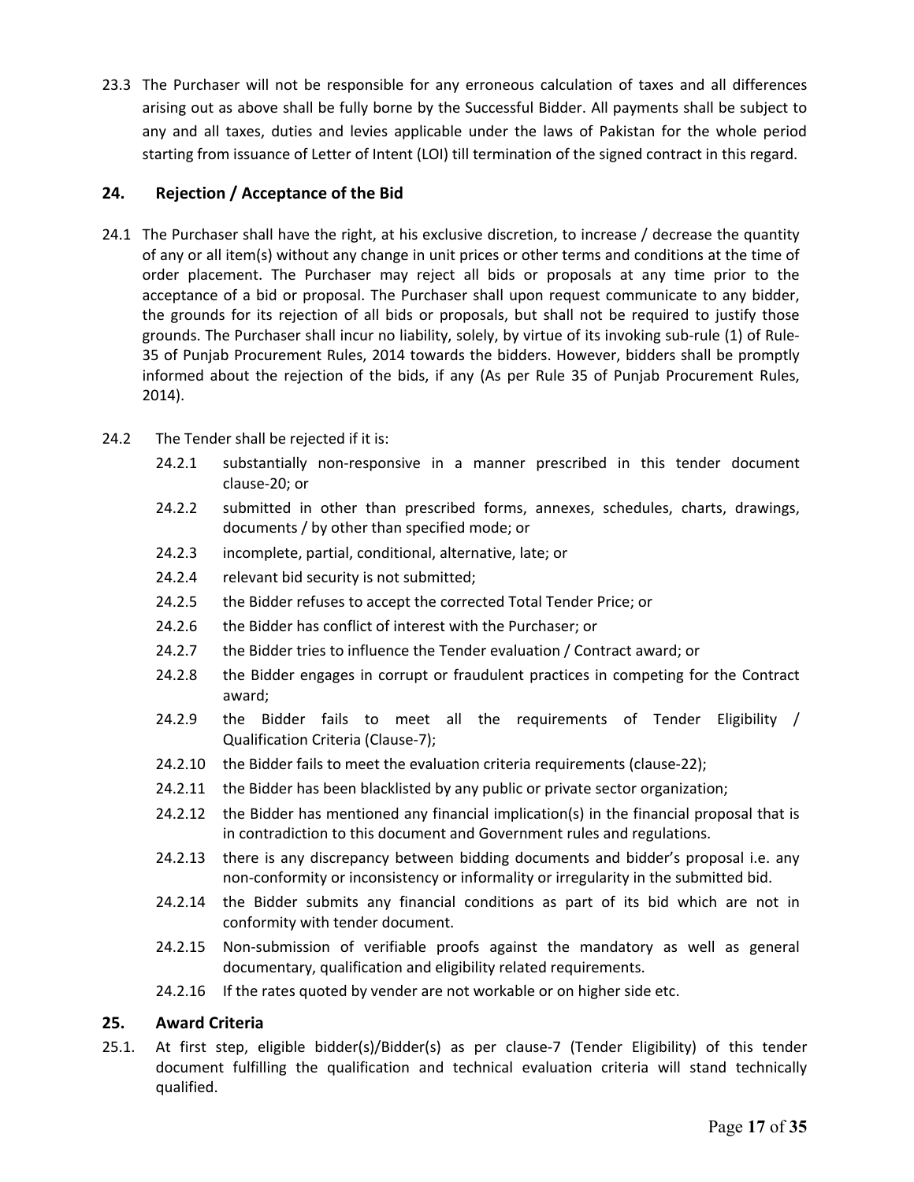23.3 The Purchaser will not be responsible for any erroneous calculation of taxes and all differences arising out as above shall be fully borne by the Successful Bidder. All payments shall be subject to any and all taxes, duties and levies applicable under the laws of Pakistan for the whole period starting from issuance of Letter of Intent (LOI) till termination of the signed contract in this regard.

## 24. Rejection / Acceptance of the Bid

24.1 The Purchaser shall have the right, at his exclusive discretion, to increase / decrease the quantity of any or all item(s) without any change in unit prices or other terms and conditions at the time of order placement. The Purchaser may reject all bids or proposals at any time prior to the acceptance of a bid or proposal. The Purchaser shall upon request communicate to any bidder, the grounds for its rejection of all bids or proposals, but shall not be required to justify those grounds. The Purchaser shall incur no liability, solely, by virtue of its invoking sub-rule (1) of Rule-35 of Punjab Procurement Rules, 2014 towards the bidders. However, bidders shall be promptly informed about the rejection of the bids, if any (As per Rule 35 of Punjab Procurement Rules, 2014).

24.2 The Tender shall be rejected if it is:

- 24.2.1 substantially non-responsive in a manner prescribed in this tender document clause-20; or
- 24.2.2 submitted in other than prescribed forms, annexes, schedules, charts, drawings, documents / by other than specified mode; or
- 24.2.3 incomplete, partial, conditional, alternative, late; or
- 24.2.4 relevant bid security is not submitted;
- 24.2.5 the Bidder refuses to accept the corrected Total Tender Price; or
- 24.2.6 the Bidder has conflict of interest with the Purchaser; or
- 24.2.7 the Bidder tries to influence the Tender evaluation / Contract award; or
- 24.2.8 the Bidder engages in corrupt or fraudulent practices in competing for the Contract award;
- 24.2.9 the Bidder fails to meet all the requirements of Tender Eligibility / Qualification Criteria (Clause-7);
- 24.2.10 the Bidder fails to meet the evaluation criteria requirements (clause-22);
- 24.2.11 the Bidder has been blacklisted by any public or private sector organization;
- 24.2.12 the Bidder has mentioned any financial implication(s) in the financial proposal that is in contradiction to this document and Government rules and regulations.
- 24.2.13 there is any discrepancy between bidding documents and bidder's proposal i.e. any non-conformity or inconsistency or informality or irregularity in the submitted bid.
- 24.2.14 the Bidder submits any financial conditions as part of its bid which are not in conformity with tender document.
- 24.2.15 Non-submission of verifiable proofs against the mandatory as well as general documentary, qualification and eligibility related requirements.
- 24.2.16 If the rates quoted by vender are not workable or on higher side etc.

## 25. Award Criteria

25.1. At first step, eligible bidder(s)/Bidder(s) as per clause-7 (Tender Eligibility) of this tender document fulfilling the qualification and technical evaluation criteria will stand technically qualified.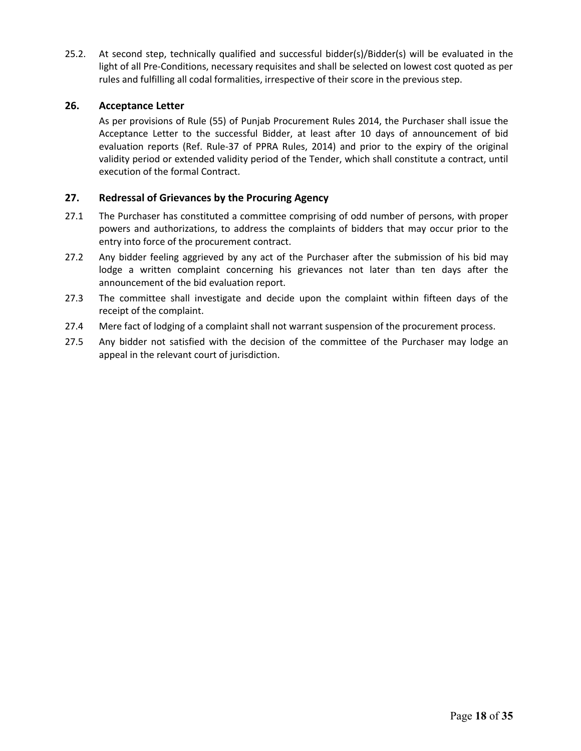25.2. At second step, technically qualified and successful bidder(s)/Bidder(s) will be evaluated in the light of all Pre-Conditions, necessary requisites and shall be selected on lowest cost quoted as per rules and fulfilling all codal formalities, irrespective of their score in the previous step.

## 26. Acceptance Letter

As per provisions of Rule (55) of Punjab Procurement Rules 2014, the Purchaser shall issue the Acceptance Letter to the successful Bidder, at least after 10 days of announcement of bid evaluation reports (Ref. Rule-37 of PPRA Rules, 2014) and prior to the expiry of the original validity period or extended validity period of the Tender, which shall constitute a contract, until execution of the formal Contract.

## 27. Redressal of Grievances by the Procuring Agency

27.1 The Purchaser has constituted a committee comprising of odd number of persons, with proper powers and authorizations, to address the complaints of bidders that may occur prior to the entry into force of the procurement contract.

27.2 Any bidder feeling aggrieved by any act of the Purchaser after the submission of his bid may lodge a written complaint concerning his grievances not later than ten days after the announcement of the bid evaluation report.

27.3 The committee shall investigate and decide upon the complaint within fifteen days of the receipt of the complaint.

27.4 Mere fact of lodging of a complaint shall not warrant suspension of the procurement process.

27.5 Any bidder not satisfied with the decision of the committee of the Purchaser may lodge an appeal in the relevant court of jurisdiction.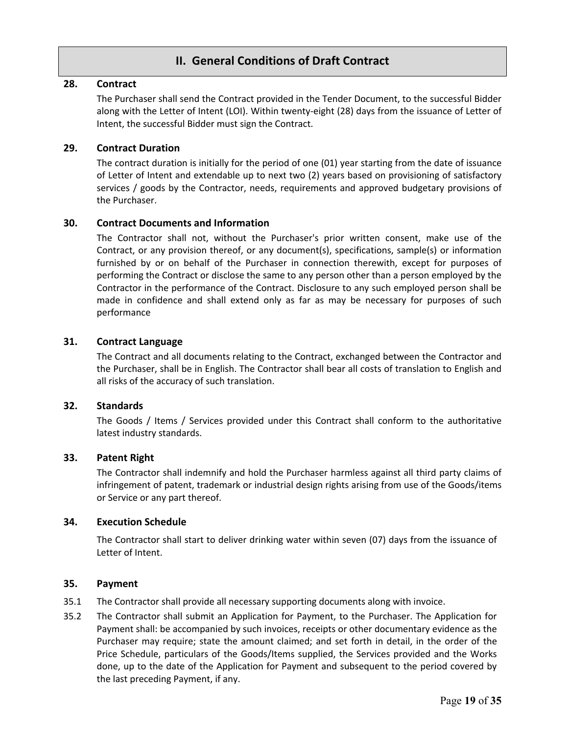## II. General Conditions of Draft Contract

### 28. Contract

The Purchaser shall send the Contract provided in the Tender Document, to the successful Bidder along with the Letter of Intent (LOI). Within twenty-eight (28) days from the issuance of Letter of Intent, the successful Bidder must sign the Contract.

### 29. Contract Duration

The contract duration is initially for the period of one (01) year starting from the date of issuance of Letter of Intent and extendable up to next two (2) years based on provisioning of satisfactory services / goods by the Contractor, needs, requirements and approved budgetary provisions of the Purchaser.

### 30. Contract Documents and Information

The Contractor shall not, without the Purchaser's prior written consent, make use of the Contract, or any provision thereof, or any document(s), specifications, sample(s) or information furnished by or on behalf of the Purchaser in connection therewith, except for purposes of performing the Contract or disclose the same to any person other than a person employed by the Contractor in the performance of the Contract. Disclosure to any such employed person shall be made in confidence and shall extend only as far as may be necessary for purposes of such performance

### 31. Contract Language

The Contract and all documents relating to the Contract, exchanged between the Contractor and the Purchaser, shall be in English. The Contractor shall bear all costs of translation to English and all risks of the accuracy of such translation.

### 32. Standards

The Goods / Items / Services provided under this Contract shall conform to the authoritative latest industry standards.

### 33. Patent Right

The Contractor shall indemnify and hold the Purchaser harmless against all third party claims of infringement of patent, trademark or industrial design rights arising from use of the Goods/items or Service or any part thereof.

### 34. Execution Schedule

The Contractor shall start to deliver drinking water within seven (07) days from the issuance of Letter of Intent.

### 35. Payment

35.1 The Contractor shall provide all necessary supporting documents along with invoice.

35.2 The Contractor shall submit an Application for Payment, to the Purchaser. The Application for Payment shall: be accompanied by such invoices, receipts or other documentary evidence as the Purchaser may require; state the amount claimed; and set forth in detail, in the order of the Price Schedule, particulars of the Goods/Items supplied, the Services provided and the Works done, up to the date of the Application for Payment and subsequent to the period covered by the last preceding Payment, if any.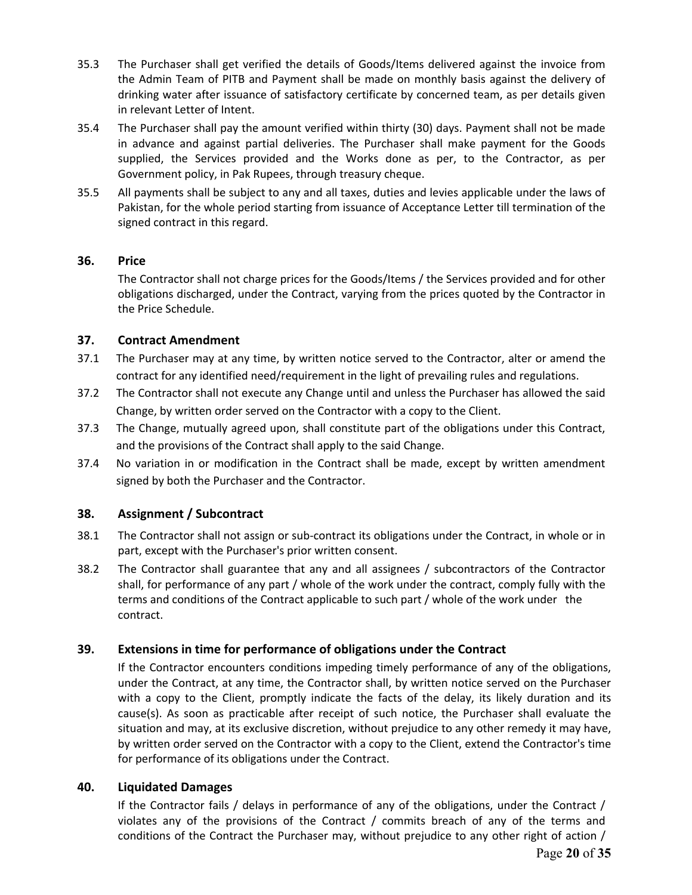35.3 The Purchaser shall get verified the details of Goods/Items delivered against the invoice from the Admin Team of PITB and Payment shall be made on monthly basis against the delivery of drinking water after issuance of satisfactory certificate by concerned team, as per details given in relevant Letter of Intent.

35.4 The Purchaser shall pay the amount verified within thirty (30) days. Payment shall not be made in advance and against partial deliveries. The Purchaser shall make payment for the Goods supplied, the Services provided and the Works done as per, to the Contractor, as per Government policy, in Pak Rupees, through treasury cheque.

35.5 All payments shall be subject to any and all taxes, duties and levies applicable under the laws of Pakistan, for the whole period starting from issuance of Acceptance Letter till termination of the signed contract in this regard.

## 36. Price

The Contractor shall not charge prices for the Goods/Items / the Services provided and for other obligations discharged, under the Contract, varying from the prices quoted by the Contractor in the Price Schedule.

## 37. Contract Amendment

37.1 The Purchaser may at any time, by written notice served to the Contractor, alter or amend the contract for any identified need/requirement in the light of prevailing rules and regulations.

37.2 The Contractor shall not execute any Change until and unless the Purchaser has allowed the said Change, by written order served on the Contractor with a copy to the Client.

37.3 The Change, mutually agreed upon, shall constitute part of the obligations under this Contract, and the provisions of the Contract shall apply to the said Change.

37.4 No variation in or modification in the Contract shall be made, except by written amendment signed by both the Purchaser and the Contractor.

## 38. Assignment / Subcontract

38.1 The Contractor shall not assign or sub-contract its obligations under the Contract, in whole or in part, except with the Purchaser's prior written consent.

38.2 The Contractor shall guarantee that any and all assignees / subcontractors of the Contractor shall, for performance of any part / whole of the work under the contract, comply fully with the terms and conditions of the Contract applicable to such part / whole of the work under the contract.

## 39. Extensions in time for performance of obligations under the Contract

If the Contractor encounters conditions impeding timely performance of any of the obligations, under the Contract, at any time, the Contractor shall, by written notice served on the Purchaser with a copy to the Client, promptly indicate the facts of the delay, its likely duration and its cause(s). As soon as practicable after receipt of such notice, the Purchaser shall evaluate the situation and may, at its exclusive discretion, without prejudice to any other remedy it may have, by written order served on the Contractor with a copy to the Client, extend the Contractor's time for performance of its obligations under the Contract.

## 40. Liquidated Damages

If the Contractor fails / delays in performance of any of the obligations, under the Contract / violates any of the provisions of the Contract / commits breach of any of the terms and conditions of the Contract the Purchaser may, without prejudice to any other right of action /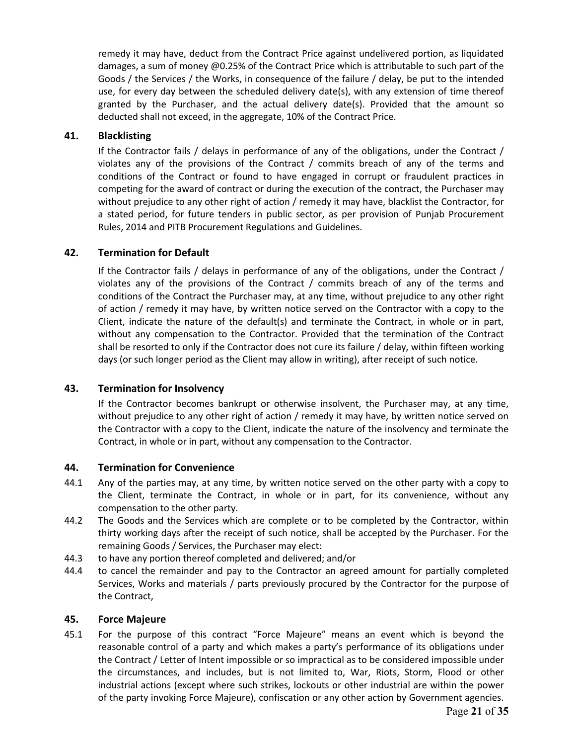remedy it may have, deduct from the Contract Price against undelivered portion, as liquidated damages, a sum of money @0.25% of the Contract Price which is attributable to such part of the Goods / the Services / the Works, in consequence of the failure / delay, be put to the intended use, for every day between the scheduled delivery date(s), with any extension of time thereof granted by the Purchaser, and the actual delivery date(s). Provided that the amount so deducted shall not exceed, in the aggregate, 10% of the Contract Price.

## 41. Blacklisting

If the Contractor fails / delays in performance of any of the obligations, under the Contract / violates any of the provisions of the Contract / commits breach of any of the terms and conditions of the Contract or found to have engaged in corrupt or fraudulent practices in competing for the award of contract or during the execution of the contract, the Purchaser may without prejudice to any other right of action / remedy it may have, blacklist the Contractor, for a stated period, for future tenders in public sector, as per provision of Punjab Procurement Rules, 2014 and PITB Procurement Regulations and Guidelines.

## 42. Termination for Default

If the Contractor fails / delays in performance of any of the obligations, under the Contract / violates any of the provisions of the Contract / commits breach of any of the terms and conditions of the Contract the Purchaser may, at any time, without prejudice to any other right of action / remedy it may have, by written notice served on the Contractor with a copy to the Client, indicate the nature of the default(s) and terminate the Contract, in whole or in part, without any compensation to the Contractor. Provided that the termination of the Contract shall be resorted to only if the Contractor does not cure its failure / delay, within fifteen working days (or such longer period as the Client may allow in writing), after receipt of such notice.

## 43. Termination for Insolvency

If the Contractor becomes bankrupt or otherwise insolvent, the Purchaser may, at any time, without prejudice to any other right of action / remedy it may have, by written notice served on the Contractor with a copy to the Client, indicate the nature of the insolvency and terminate the Contract, in whole or in part, without any compensation to the Contractor.

## 44. Termination for Convenience

44.1 Any of the parties may, at any time, by written notice served on the other party with a copy to the Client, terminate the Contract, in whole or in part, for its convenience, without any compensation to the other party.

44.2 The Goods and the Services which are complete or to be completed by the Contractor, within thirty working days after the receipt of such notice, shall be accepted by the Purchaser. For the remaining Goods / Services, the Purchaser may elect:

44.3 to have any portion thereof completed and delivered; and/or

44.4 to cancel the remainder and pay to the Contractor an agreed amount for partially completed Services, Works and materials / parts previously procured by the Contractor for the purpose of the Contract,

## 45. Force Majeure

45.1 For the purpose of this contract "Force Majeure" means an event which is beyond the reasonable control of a party and which makes a party's performance of its obligations under the Contract / Letter of Intent impossible or so impractical as to be considered impossible under the circumstances, and includes, but is not limited to, War, Riots, Storm, Flood or other industrial actions (except where such strikes, lockouts or other industrial are within the power of the party invoking Force Majeure), confiscation or any other action by Government agencies.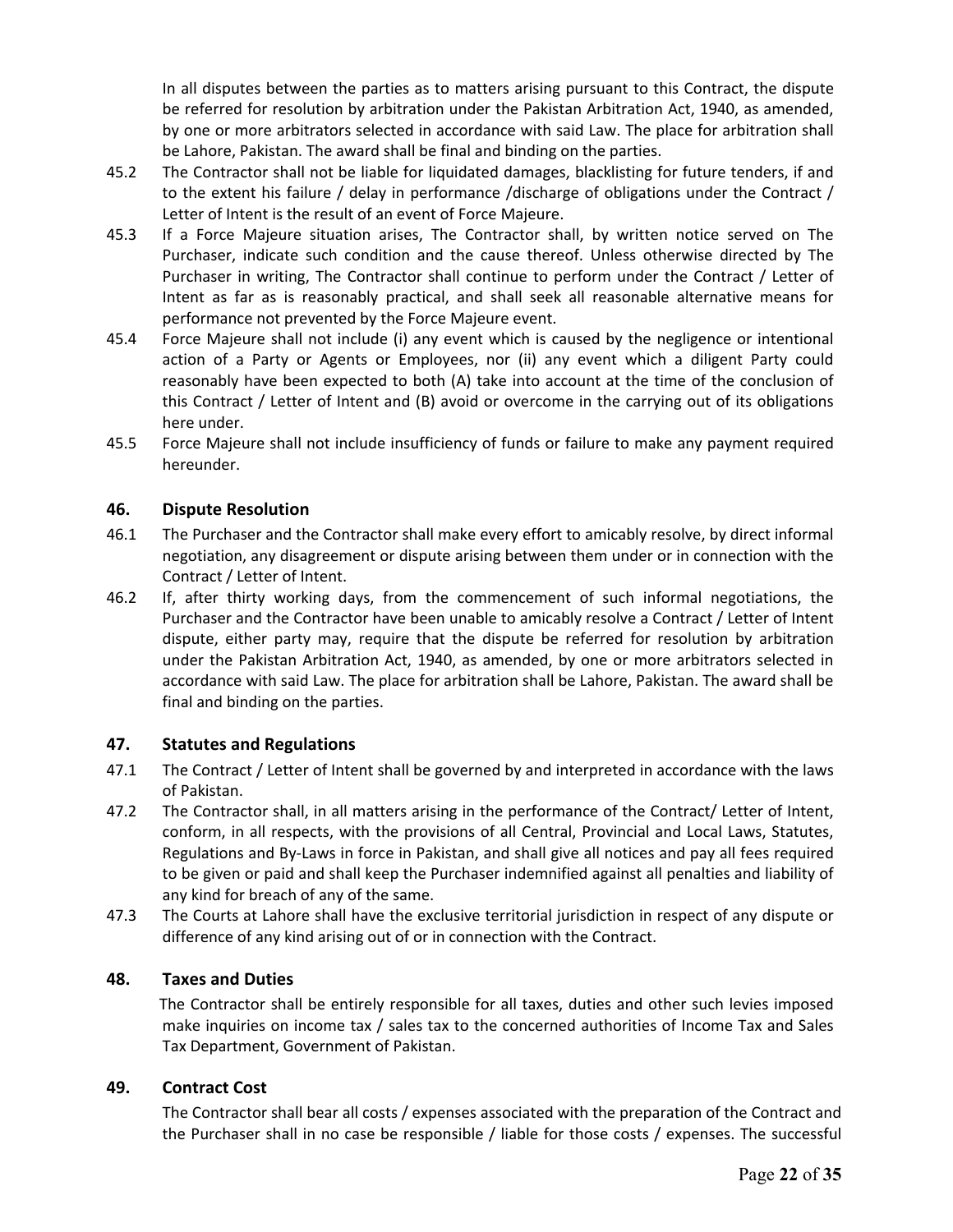In all disputes between the parties as to matters arising pursuant to this Contract, the dispute be referred for resolution by arbitration under the Pakistan Arbitration Act, 1940, as amended, by one or more arbitrators selected in accordance with said Law. The place for arbitration shall be Lahore, Pakistan. The award shall be final and binding on the parties.

45.2 The Contractor shall not be liable for liquidated damages, blacklisting for future tenders, if and to the extent his failure / delay in performance /discharge of obligations under the Contract / Letter of Intent is the result of an event of Force Majeure.

45.3 If a Force Majeure situation arises, The Contractor shall, by written notice served on The Purchaser, indicate such condition and the cause thereof. Unless otherwise directed by The Purchaser in writing, The Contractor shall continue to perform under the Contract / Letter of Intent as far as is reasonably practical, and shall seek all reasonable alternative means for performance not prevented by the Force Majeure event.

45.4 Force Majeure shall not include (i) any event which is caused by the negligence or intentional action of a Party or Agents or Employees, nor (ii) any event which a diligent Party could reasonably have been expected to both (A) take into account at the time of the conclusion of this Contract / Letter of Intent and (B) avoid or overcome in the carrying out of its obligations here under.

45.5 Force Majeure shall not include insufficiency of funds or failure to make any payment required hereunder.

## 46. Dispute Resolution

46.1 The Purchaser and the Contractor shall make every effort to amicably resolve, by direct informal negotiation, any disagreement or dispute arising between them under or in connection with the Contract / Letter of Intent.

46.2 If, after thirty working days, from the commencement of such informal negotiations, the Purchaser and the Contractor have been unable to amicably resolve a Contract / Letter of Intent dispute, either party may, require that the dispute be referred for resolution by arbitration under the Pakistan Arbitration Act, 1940, as amended, by one or more arbitrators selected in accordance with said Law. The place for arbitration shall be Lahore, Pakistan. The award shall be final and binding on the parties.

## 47. Statutes and Regulations

47.1 The Contract / Letter of Intent shall be governed by and interpreted in accordance with the laws of Pakistan.

47.2 The Contractor shall, in all matters arising in the performance of the Contract/ Letter of Intent, conform, in all respects, with the provisions of all Central, Provincial and Local Laws, Statutes, Regulations and By-Laws in force in Pakistan, and shall give all notices and pay all fees required to be given or paid and shall keep the Purchaser indemnified against all penalties and liability of any kind for breach of any of the same.

47.3 The Courts at Lahore shall have the exclusive territorial jurisdiction in respect of any dispute or difference of any kind arising out of or in connection with the Contract.

## 48. Taxes and Duties

The Contractor shall be entirely responsible for all taxes, duties and other such levies imposed make inquiries on income tax / sales tax to the concerned authorities of Income Tax and Sales Tax Department, Government of Pakistan.

## 49. Contract Cost

The Contractor shall bear all costs / expenses associated with the preparation of the Contract and the Purchaser shall in no case be responsible / liable for those costs / expenses. The successful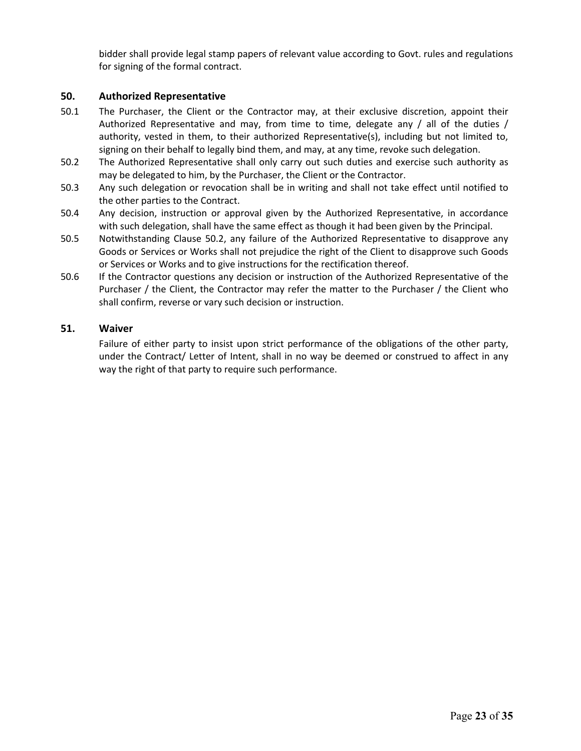bidder shall provide legal stamp papers of relevant value according to Govt. rules and regulations for signing of the formal contract.

## 50. Authorized Representative

50.1 The Purchaser, the Client or the Contractor may, at their exclusive discretion, appoint their Authorized Representative and may, from time to time, delegate any / all of the duties / authority, vested in them, to their authorized Representative(s), including but not limited to, signing on their behalf to legally bind them, and may, at any time, revoke such delegation.

50.2 The Authorized Representative shall only carry out such duties and exercise such authority as may be delegated to him, by the Purchaser, the Client or the Contractor.

50.3 Any such delegation or revocation shall be in writing and shall not take effect until notified to the other parties to the Contract.

50.4 Any decision, instruction or approval given by the Authorized Representative, in accordance with such delegation, shall have the same effect as though it had been given by the Principal.

50.5 Notwithstanding Clause 50.2, any failure of the Authorized Representative to disapprove any Goods or Services or Works shall not prejudice the right of the Client to disapprove such Goods or Services or Works and to give instructions for the rectification thereof.

50.6 If the Contractor questions any decision or instruction of the Authorized Representative of the Purchaser / the Client, the Contractor may refer the matter to the Purchaser / the Client who shall confirm, reverse or vary such decision or instruction.

## 51. Waiver

Failure of either party to insist upon strict performance of the obligations of the other party, under the Contract/ Letter of Intent, shall in no way be deemed or construed to affect in any way the right of that party to require such performance.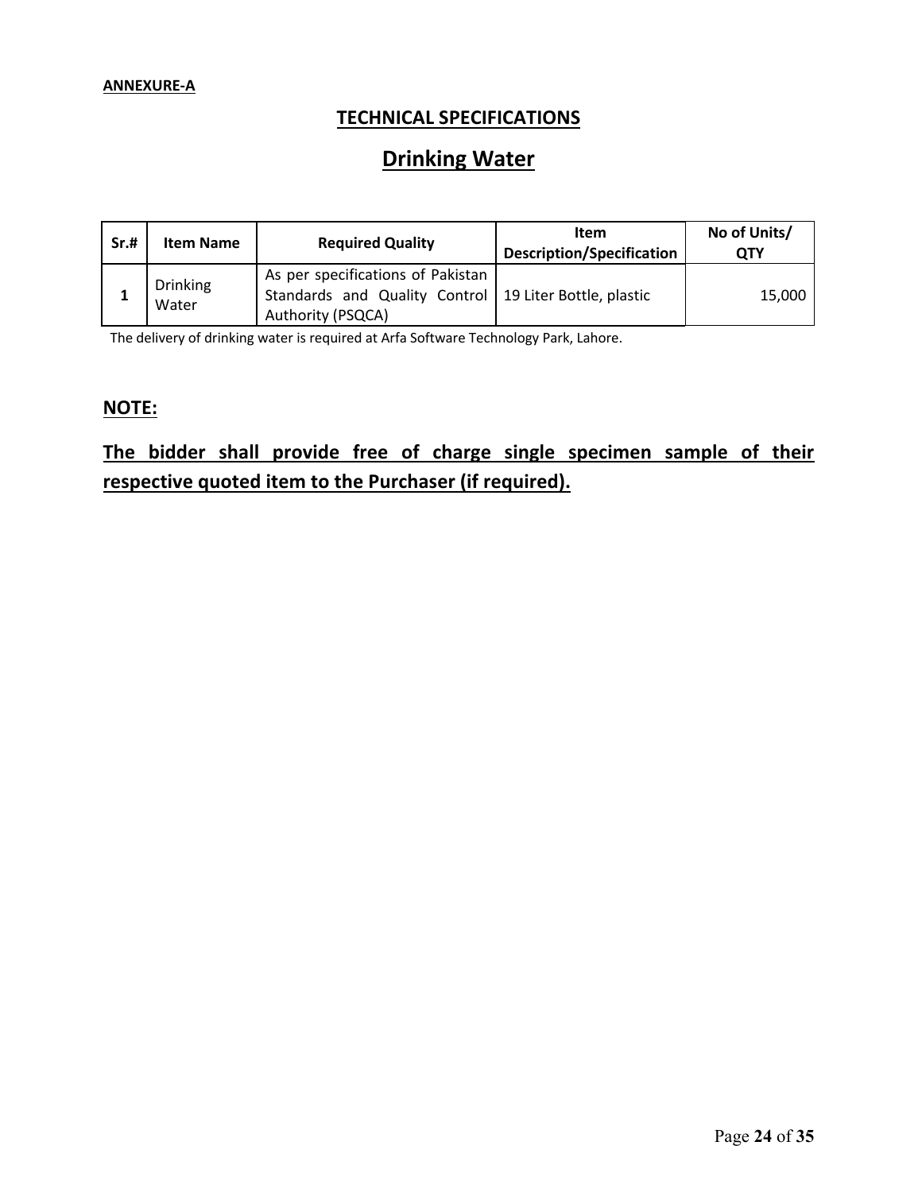**ANNEXURE-A**

## TECHNICAL SPECIFICATIONS

# Drinking Water

| Sr.# | Item Name | Required Quality | Item Description/Specification | No of Units/ QTY |
|---|---|---|---|---|
| 1 | Drinking Water | As per specifications of Pakistan Standards and Quality Control Authority (PSQCA) | 19 Liter Bottle, plastic | 15,000 |

The delivery of drinking water is required at Arfa Software Technology Park, Lahore.

## NOTE:

**The bidder shall provide free of charge single specimen sample of their respective quoted item to the Purchaser (if required).**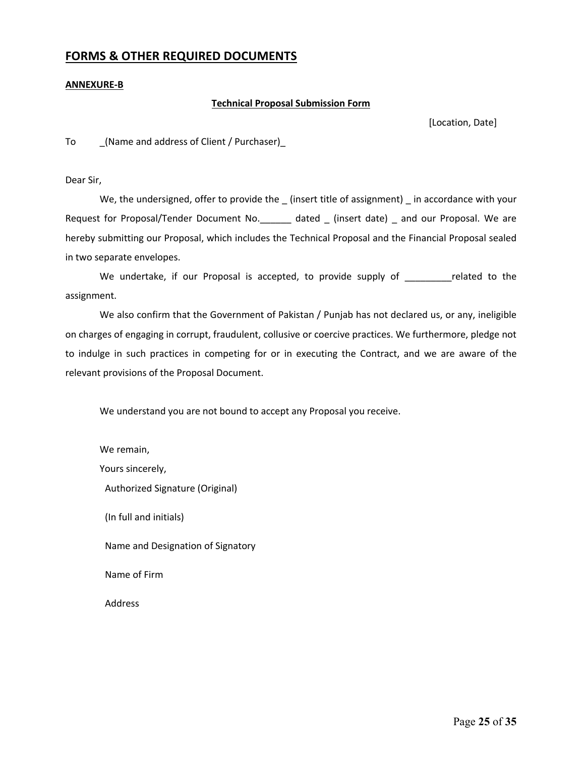# FORMS & OTHER REQUIRED DOCUMENTS

**ANNEXURE-B**

**Technical Proposal Submission Form**

[Location, Date]

To _(Name and address of Client / Purchaser)_

Dear Sir,

We, the undersigned, offer to provide the _ (insert title of assignment) _ in accordance with your Request for Proposal/Tender Document No.______ dated _ (insert date) _ and our Proposal. We are hereby submitting our Proposal, which includes the Technical Proposal and the Financial Proposal sealed in two separate envelopes.

We undertake, if our Proposal is accepted, to provide supply of _________related to the assignment.

We also confirm that the Government of Pakistan / Punjab has not declared us, or any, ineligible on charges of engaging in corrupt, fraudulent, collusive or coercive practices. We furthermore, pledge not to indulge in such practices in competing for or in executing the Contract, and we are aware of the relevant provisions of the Proposal Document.

We understand you are not bound to accept any Proposal you receive.

We remain,

Yours sincerely,

Authorized Signature (Original)

(In full and initials)

Name and Designation of Signatory

Name of Firm

Address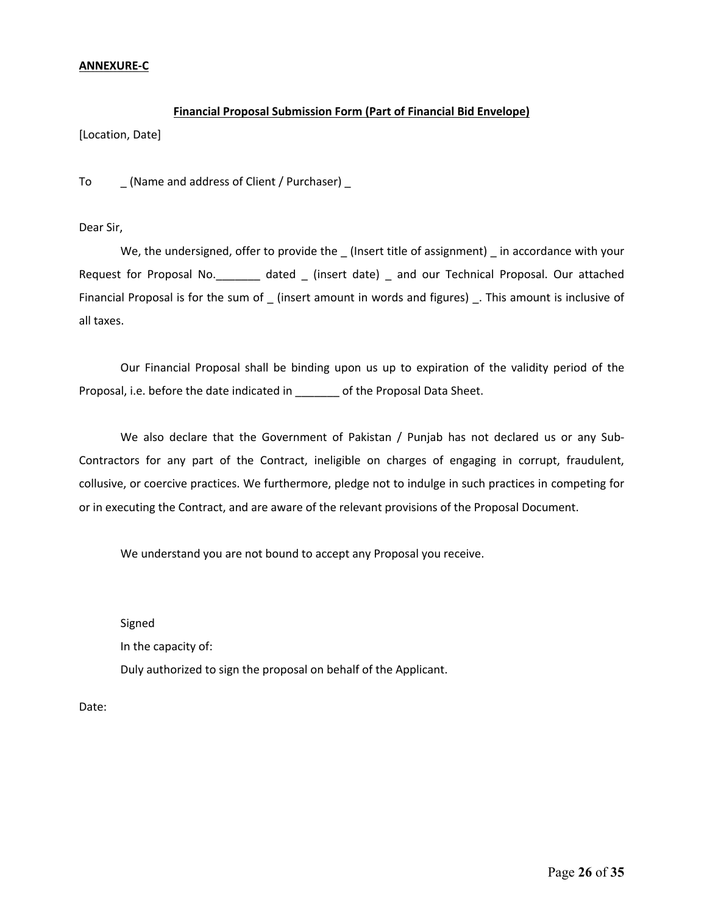**ANNEXURE-C**

**Financial Proposal Submission Form (Part of Financial Bid Envelope)**

[Location, Date]

To _ (Name and address of Client / Purchaser) _

Dear Sir,

We, the undersigned, offer to provide the _ (Insert title of assignment) _ in accordance with your Request for Proposal No._______ dated _ (insert date) _ and our Technical Proposal. Our attached Financial Proposal is for the sum of _ (insert amount in words and figures) _. This amount is inclusive of all taxes.

Our Financial Proposal shall be binding upon us up to expiration of the validity period of the Proposal, i.e. before the date indicated in _______ of the Proposal Data Sheet.

We also declare that the Government of Pakistan / Punjab has not declared us or any Sub-Contractors for any part of the Contract, ineligible on charges of engaging in corrupt, fraudulent, collusive, or coercive practices. We furthermore, pledge not to indulge in such practices in competing for or in executing the Contract, and are aware of the relevant provisions of the Proposal Document.

We understand you are not bound to accept any Proposal you receive.

Signed

In the capacity of:

Duly authorized to sign the proposal on behalf of the Applicant.

Date: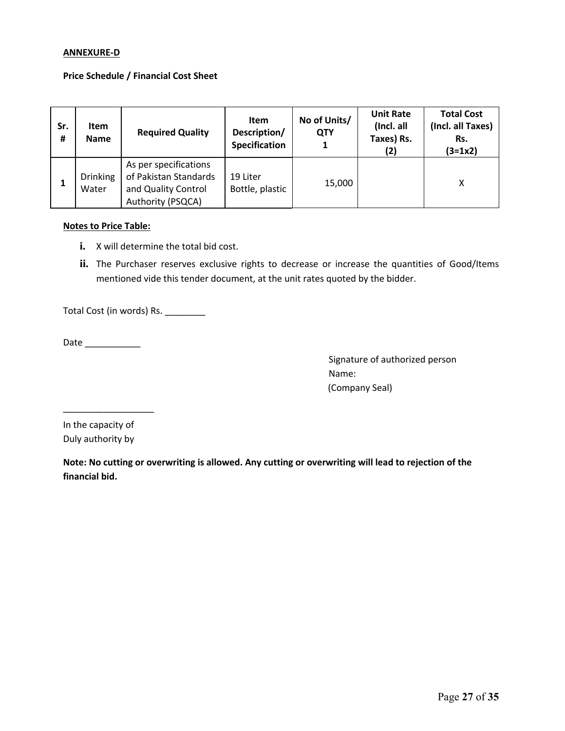**ANNEXURE-D**

**Price Schedule / Financial Cost Sheet**

| Sr. # | Item Name | Required Quality | Item Description/ Specification | No of Units/ QTY 1 | Unit Rate (Incl. all Taxes) Rs. (2) | Total Cost (Incl. all Taxes) Rs. (3=1x2) |
|---|---|---|---|---|---|---|
| **1** | Drinking Water | As per specifications of Pakistan Standards and Quality Control Authority (PSQCA) | 19 Liter Bottle, plastic | 15,000 | | X |

**Notes to Price Table:**

- **i.** X will determine the total bid cost.
- **ii.** The Purchaser reserves exclusive rights to decrease or increase the quantities of Good/Items mentioned vide this tender document, at the unit rates quoted by the bidder.

Total Cost (in words) Rs. ________

Date ___________

Signature of authorized person
Name:
(Company Seal)

__________________
In the capacity of
Duly authority by

**Note: No cutting or overwriting is allowed. Any cutting or overwriting will lead to rejection of the financial bid.**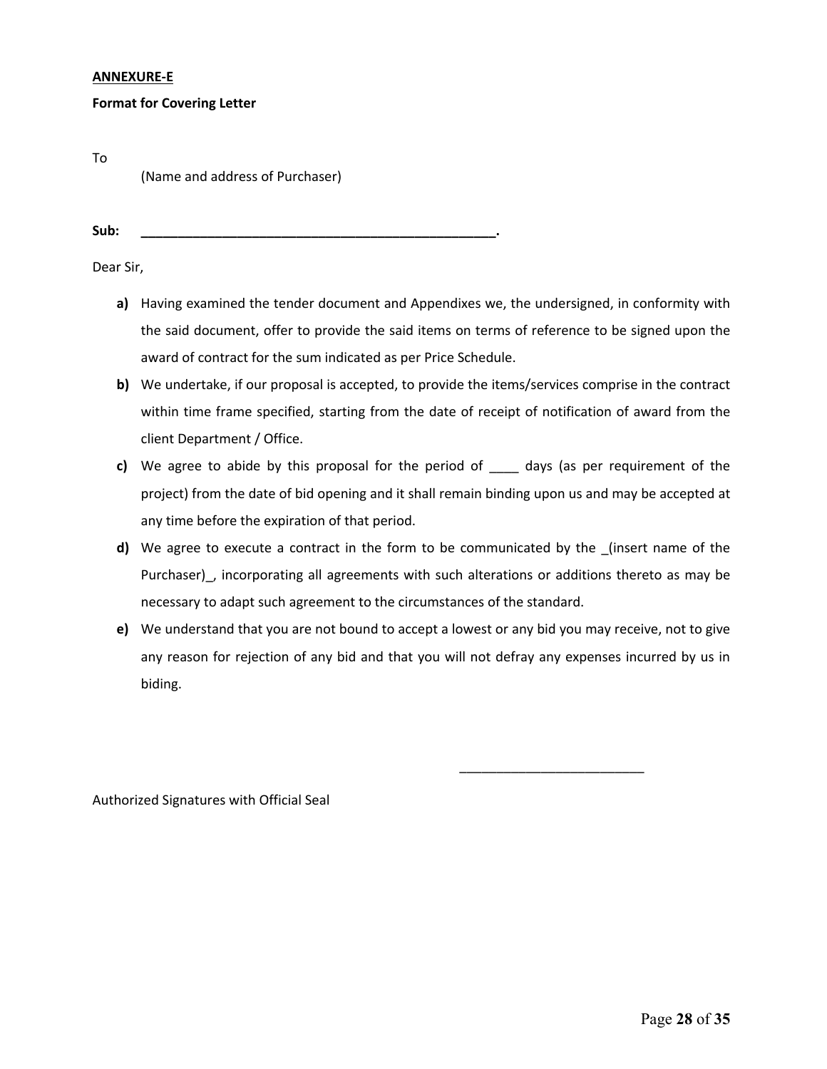**ANNEXURE-E**

**Format for Covering Letter**

To

(Name and address of Purchaser)

**Sub: ________________________________________________.**

Dear Sir,

**a)** Having examined the tender document and Appendixes we, the undersigned, in conformity with the said document, offer to provide the said items on terms of reference to be signed upon the award of contract for the sum indicated as per Price Schedule.

**b)** We undertake, if our proposal is accepted, to provide the items/services comprise in the contract within time frame specified, starting from the date of receipt of notification of award from the client Department / Office.

**c)** We agree to abide by this proposal for the period of ____ days (as per requirement of the project) from the date of bid opening and it shall remain binding upon us and may be accepted at any time before the expiration of that period.

**d)** We agree to execute a contract in the form to be communicated by the _(insert name of the Purchaser)_, incorporating all agreements with such alterations or additions thereto as may be necessary to adapt such agreement to the circumstances of the standard.

**e)** We understand that you are not bound to accept a lowest or any bid you may receive, not to give any reason for rejection of any bid and that you will not defray any expenses incurred by us in biding.

_________________________

Authorized Signatures with Official Seal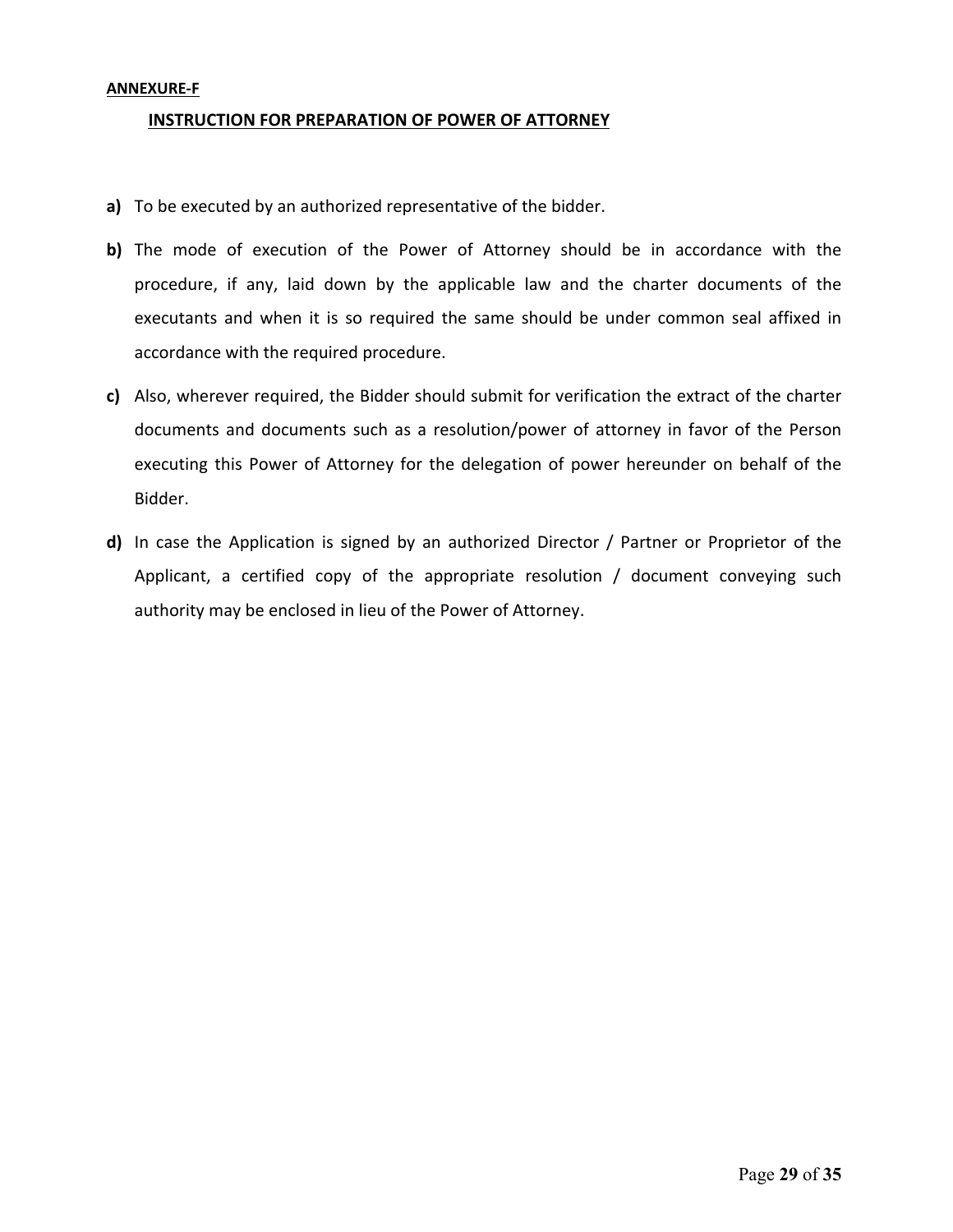**ANNEXURE-F**

## INSTRUCTION FOR PREPARATION OF POWER OF ATTORNEY

**a)** To be executed by an authorized representative of the bidder.

**b)** The mode of execution of the Power of Attorney should be in accordance with the procedure, if any, laid down by the applicable law and the charter documents of the executants and when it is so required the same should be under common seal affixed in accordance with the required procedure.

**c)** Also, wherever required, the Bidder should submit for verification the extract of the charter documents and documents such as a resolution/power of attorney in favor of the Person executing this Power of Attorney for the delegation of power hereunder on behalf of the Bidder.

**d)** In case the Application is signed by an authorized Director / Partner or Proprietor of the Applicant, a certified copy of the appropriate resolution / document conveying such authority may be enclosed in lieu of the Power of Attorney.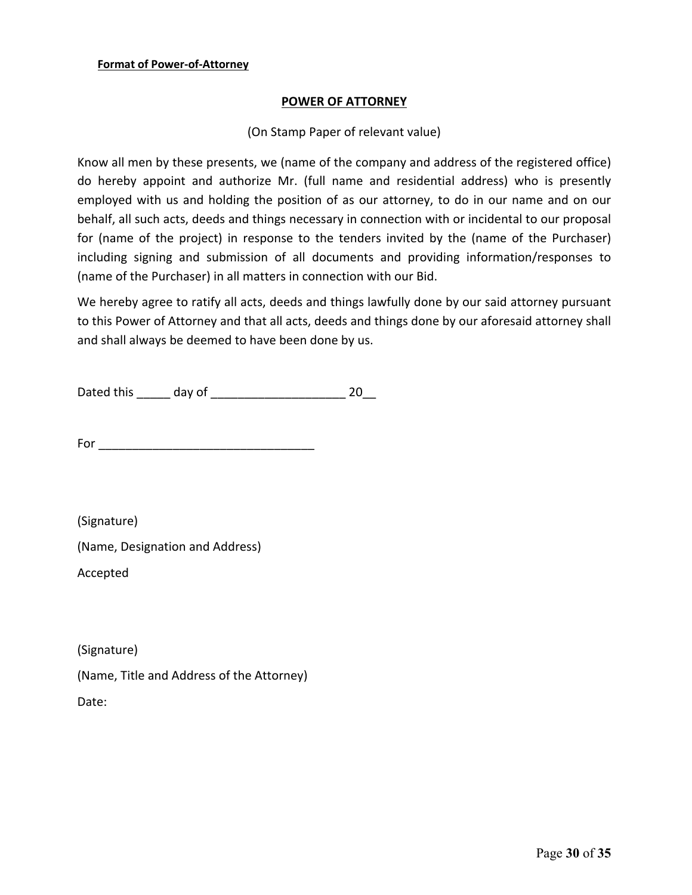**Format of Power-of-Attorney**

## POWER OF ATTORNEY

(On Stamp Paper of relevant value)

Know all men by these presents, we (name of the company and address of the registered office) do hereby appoint and authorize Mr. (full name and residential address) who is presently employed with us and holding the position of as our attorney, to do in our name and on our behalf, all such acts, deeds and things necessary in connection with or incidental to our proposal for (name of the project) in response to the tenders invited by the (name of the Purchaser) including signing and submission of all documents and providing information/responses to (name of the Purchaser) in all matters in connection with our Bid.

We hereby agree to ratify all acts, deeds and things lawfully done by our said attorney pursuant to this Power of Attorney and that all acts, deeds and things done by our aforesaid attorney shall and shall always be deemed to have been done by us.

Dated this _____ day of ____________________ 20__

For ________________________________

(Signature)

(Name, Designation and Address)

Accepted

(Signature)

(Name, Title and Address of the Attorney)

Date: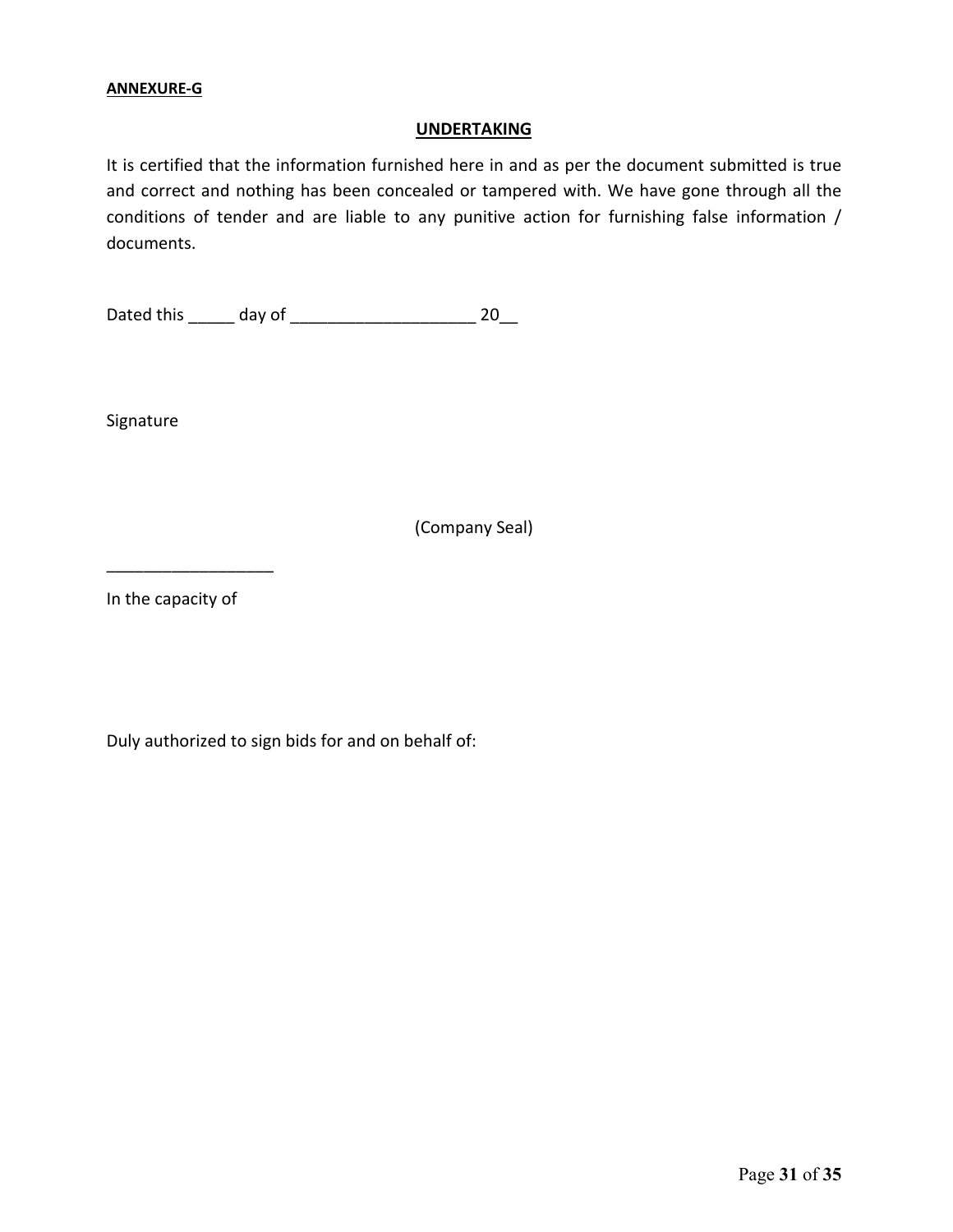**ANNEXURE-G**

## UNDERTAKING

It is certified that the information furnished here in and as per the document submitted is true and correct and nothing has been concealed or tampered with. We have gone through all the conditions of tender and are liable to any punitive action for furnishing false information / documents.

Dated this _____ day of ____________________ 20__

Signature

(Company Seal)

__________________

In the capacity of

Duly authorized to sign bids for and on behalf of: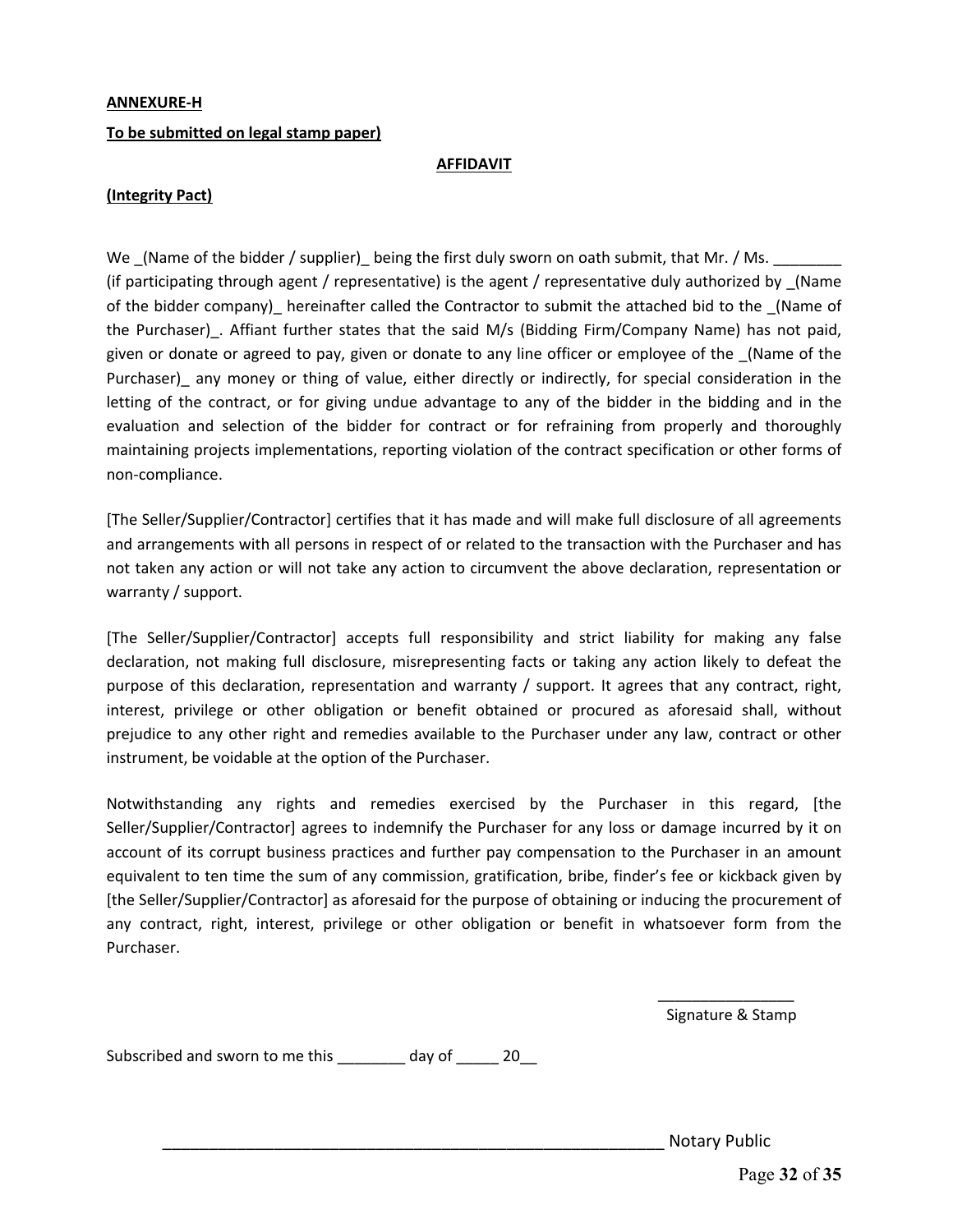**ANNEXURE-H**

**To be submitted on legal stamp paper)**

**AFFIDAVIT**

**(Integrity Pact)**

We _(Name of the bidder / supplier)_ being the first duly sworn on oath submit, that Mr. / Ms. ________ (if participating through agent / representative) is the agent / representative duly authorized by _(Name of the bidder company)_ hereinafter called the Contractor to submit the attached bid to the _(Name of the Purchaser)_. Affiant further states that the said M/s (Bidding Firm/Company Name) has not paid, given or donate or agreed to pay, given or donate to any line officer or employee of the _(Name of the Purchaser)_ any money or thing of value, either directly or indirectly, for special consideration in the letting of the contract, or for giving undue advantage to any of the bidder in the bidding and in the evaluation and selection of the bidder for contract or for refraining from properly and thoroughly maintaining projects implementations, reporting violation of the contract specification or other forms of non-compliance.

[The Seller/Supplier/Contractor] certifies that it has made and will make full disclosure of all agreements and arrangements with all persons in respect of or related to the transaction with the Purchaser and has not taken any action or will not take any action to circumvent the above declaration, representation or warranty / support.

[The Seller/Supplier/Contractor] accepts full responsibility and strict liability for making any false declaration, not making full disclosure, misrepresenting facts or taking any action likely to defeat the purpose of this declaration, representation and warranty / support. It agrees that any contract, right, interest, privilege or other obligation or benefit obtained or procured as aforesaid shall, without prejudice to any other right and remedies available to the Purchaser under any law, contract or other instrument, be voidable at the option of the Purchaser.

Notwithstanding any rights and remedies exercised by the Purchaser in this regard, [the Seller/Supplier/Contractor] agrees to indemnify the Purchaser for any loss or damage incurred by it on account of its corrupt business practices and further pay compensation to the Purchaser in an amount equivalent to ten time the sum of any commission, gratification, bribe, finder's fee or kickback given by [the Seller/Supplier/Contractor] as aforesaid for the purpose of obtaining or inducing the procurement of any contract, right, interest, privilege or other obligation or benefit in whatsoever form from the Purchaser.

_______________

Signature & Stamp

Subscribed and sworn to me this ________ day of _____ 20__

___________________________________________________________ Notary Public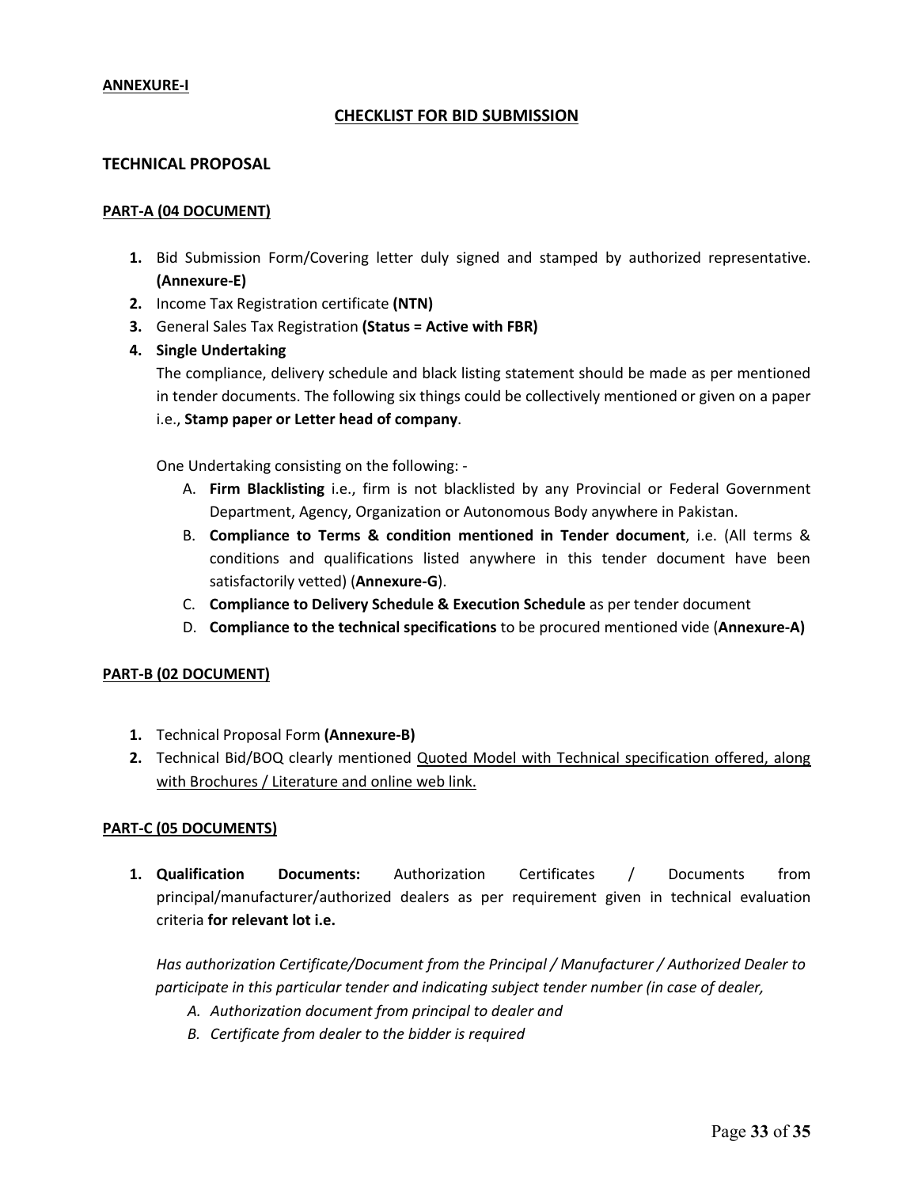**ANNEXURE-I**

## CHECKLIST FOR BID SUBMISSION

### TECHNICAL PROPOSAL

**PART-A (04 DOCUMENT)**

1. Bid Submission Form/Covering letter duly signed and stamped by authorized representative. **(Annexure-E)**
2. Income Tax Registration certificate **(NTN)**
3. General Sales Tax Registration **(Status = Active with FBR)**
4. **Single Undertaking**

   The compliance, delivery schedule and black listing statement should be made as per mentioned in tender documents. The following six things could be collectively mentioned or given on a paper i.e., **Stamp paper or Letter head of company**.

   One Undertaking consisting on the following: -

   A. **Firm Blacklisting** i.e., firm is not blacklisted by any Provincial or Federal Government Department, Agency, Organization or Autonomous Body anywhere in Pakistan.

   B. **Compliance to Terms & condition mentioned in Tender document**, i.e. (All terms & conditions and qualifications listed anywhere in this tender document have been satisfactorily vetted) (**Annexure-G**).

   C. **Compliance to Delivery Schedule & Execution Schedule** as per tender document

   D. **Compliance to the technical specifications** to be procured mentioned vide (**Annexure-A)**

**PART-B (02 DOCUMENT)**

1. Technical Proposal Form **(Annexure-B)**
2. Technical Bid/BOQ clearly mentioned <u>Quoted Model with Technical specification offered, along with Brochures / Literature and online web link.</u>

**PART-C (05 DOCUMENTS)**

1. **Qualification Documents:** Authorization Certificates / Documents from principal/manufacturer/authorized dealers as per requirement given in technical evaluation criteria **for relevant lot i.e.**

   *Has authorization Certificate/Document from the Principal / Manufacturer / Authorized Dealer to participate in this particular tender and indicating subject tender number (in case of dealer,*

   *A. Authorization document from principal to dealer and*

   *B. Certificate from dealer to the bidder is required*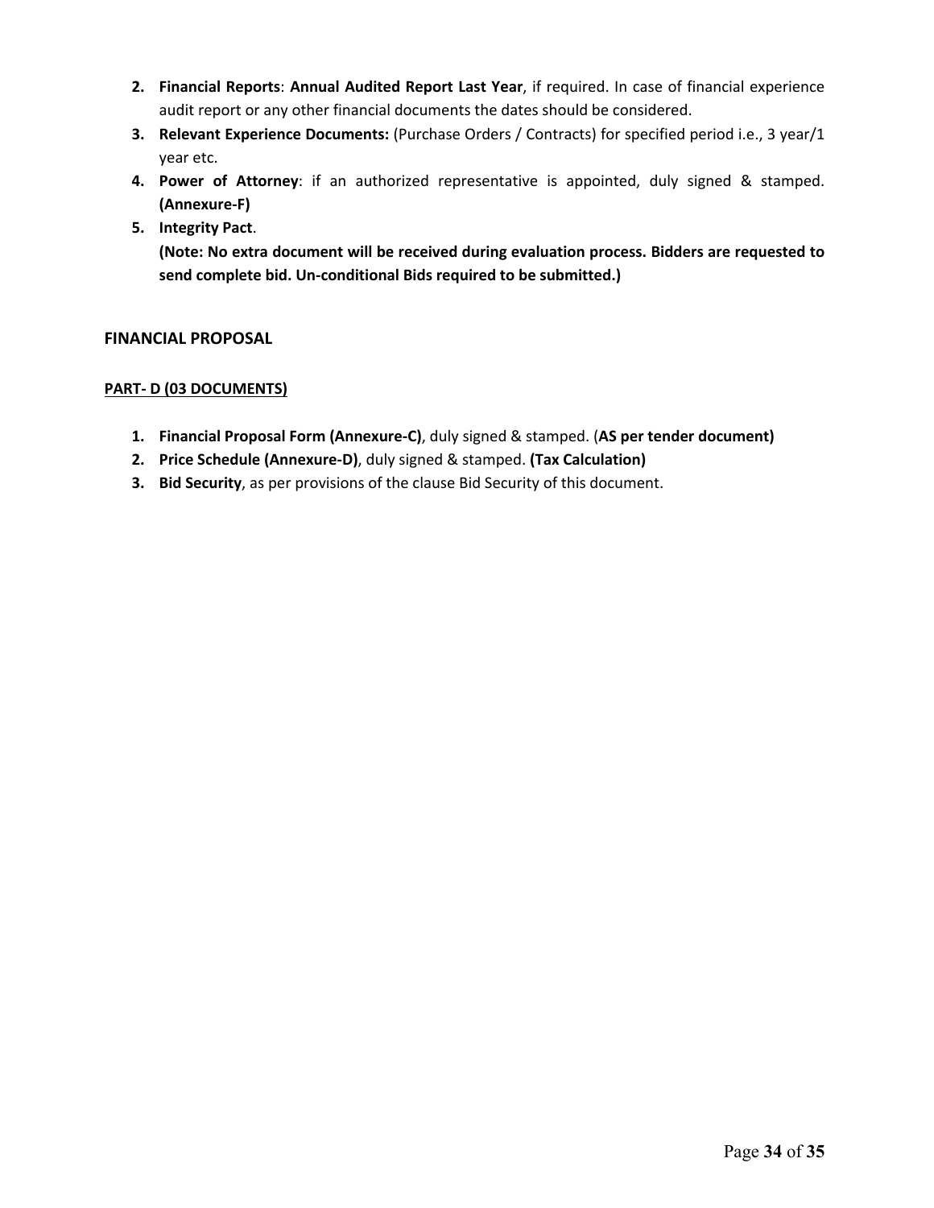2. **Financial Reports**: **Annual Audited Report Last Year**, if required. In case of financial experience audit report or any other financial documents the dates should be considered.
3. **Relevant Experience Documents:** (Purchase Orders / Contracts) for specified period i.e., 3 year/1 year etc.
4. **Power of Attorney**: if an authorized representative is appointed, duly signed & stamped. **(Annexure-F)**
5. **Integrity Pact**.
   **(Note: No extra document will be received during evaluation process. Bidders are requested to send complete bid. Un-conditional Bids required to be submitted.)**

## FINANCIAL PROPOSAL

**PART- D (03 DOCUMENTS)**

1. **Financial Proposal Form (Annexure-C)**, duly signed & stamped. (**AS per tender document)**
2. **Price Schedule (Annexure-D)**, duly signed & stamped. **(Tax Calculation)**
3. **Bid Security**, as per provisions of the clause Bid Security of this document.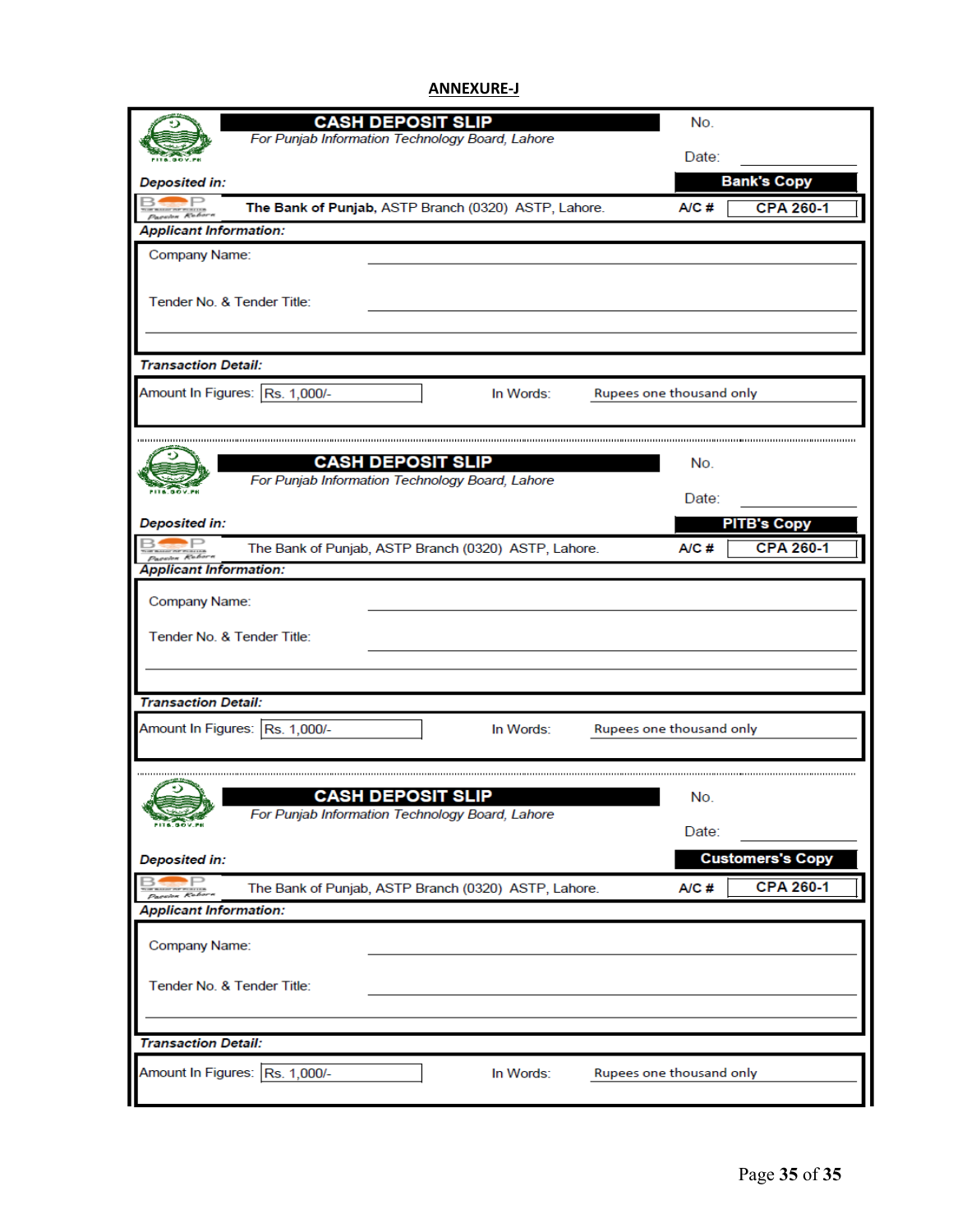## ANNEXURE-J

**CASH DEPOSIT SLIP**

*For Punjab Information Technology Board, Lahore*

No.

Date: ____________

***Deposited in:***

**Bank's Copy**

**The Bank of Punjab**, ASTP Branch (0320) ASTP, Lahore. **A/C #** **CPA 260-1**

***Applicant Information:***

Company Name: ____________________

Tender No. & Tender Title: ____________________

***Transaction Detail:***

Amount In Figures: Rs. 1,000/- In Words: Rupees one thousand only

---

**CASH DEPOSIT SLIP**

*For Punjab Information Technology Board, Lahore*

No.

Date: ____________

***Deposited in:***

**PITB's Copy**

The Bank of Punjab, ASTP Branch (0320) ASTP, Lahore. **A/C #** **CPA 260-1**

***Applicant Information:***

Company Name: ____________________

Tender No. & Tender Title: ____________________

***Transaction Detail:***

Amount In Figures: Rs. 1,000/- In Words: Rupees one thousand only

---

**CASH DEPOSIT SLIP**

*For Punjab Information Technology Board, Lahore*

No.

Date: ____________

***Deposited in:***

**Customers's Copy**

The Bank of Punjab, ASTP Branch (0320) ASTP, Lahore. **A/C #** **CPA 260-1**

***Applicant Information:***

Company Name: ____________________

Tender No. & Tender Title: ____________________

***Transaction Detail:***

Amount In Figures: Rs. 1,000/- In Words: Rupees one thousand only